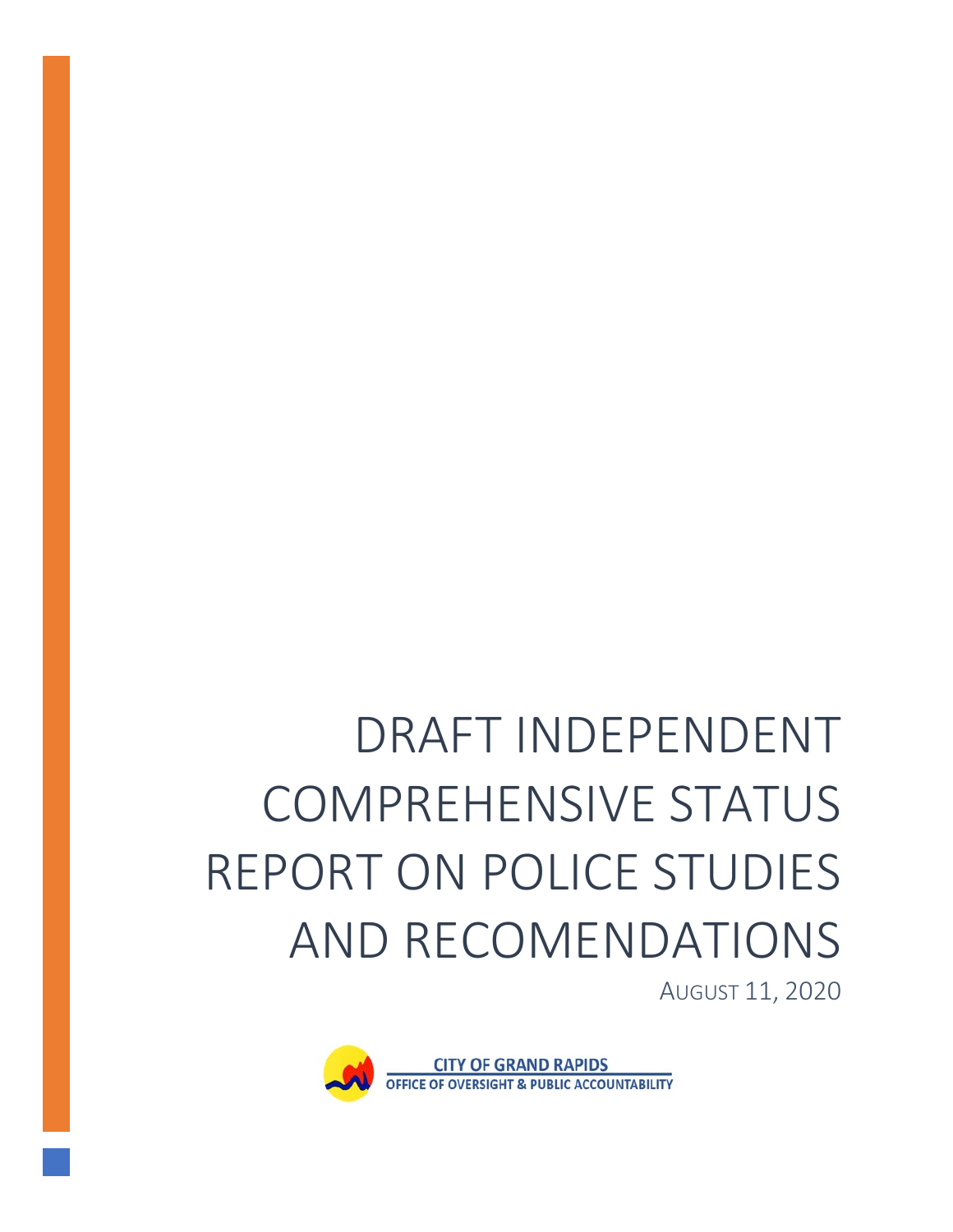# DRAFT INDEPENDENT COMPREHENSIVE STATUS REPORT ON POLICE STUDIES AND RECOMENDATIONS

AUGUST 11, 2020

CITY OF GRAND RAPIDS
OFFICE OF OVERSIGHT & PUBLIC ACCOUNTABILITY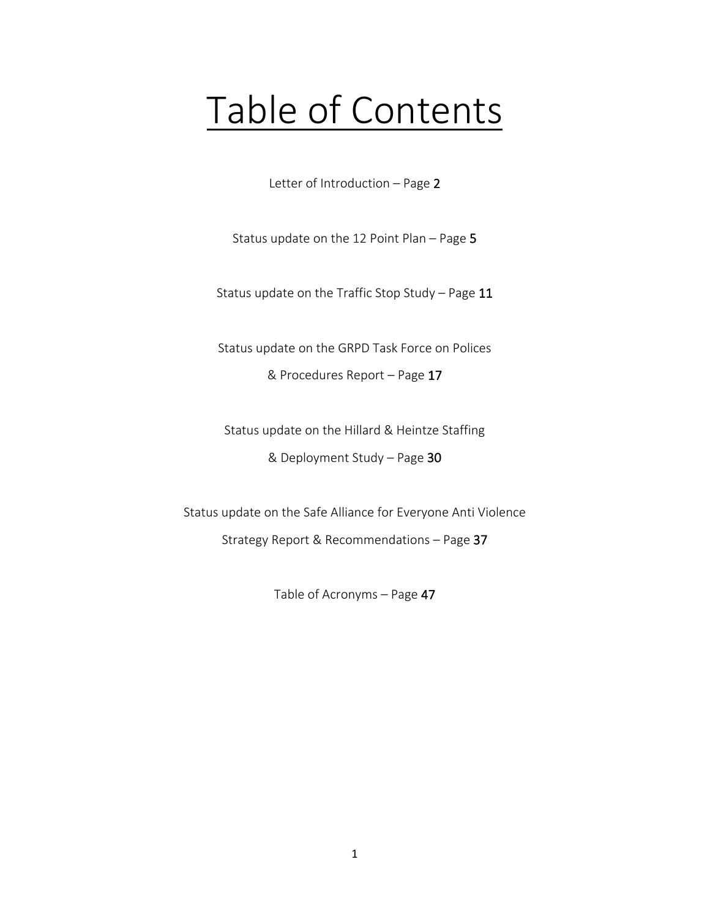# Table of Contents

Letter of Introduction – Page 2

Status update on the 12 Point Plan – Page 5

Status update on the Traffic Stop Study – Page 11

Status update on the GRPD Task Force on Polices & Procedures Report – Page 17

Status update on the Hillard & Heintze Staffing & Deployment Study – Page 30

Status update on the Safe Alliance for Everyone Anti Violence Strategy Report & Recommendations – Page 37

Table of Acronyms – Page 47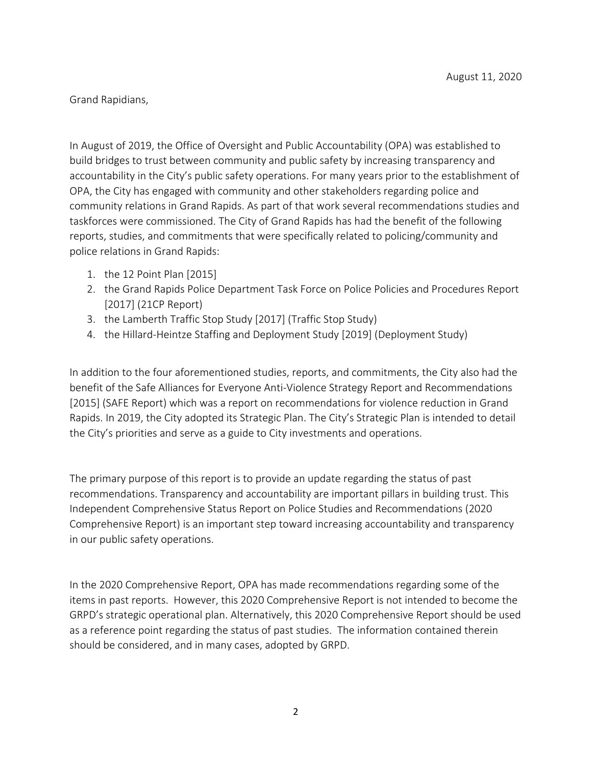August 11, 2020

Grand Rapidians,

In August of 2019, the Office of Oversight and Public Accountability (OPA) was established to build bridges to trust between community and public safety by increasing transparency and accountability in the City's public safety operations. For many years prior to the establishment of OPA, the City has engaged with community and other stakeholders regarding police and community relations in Grand Rapids. As part of that work several recommendations studies and taskforces were commissioned. The City of Grand Rapids has had the benefit of the following reports, studies, and commitments that were specifically related to policing/community and police relations in Grand Rapids:

1. the 12 Point Plan [2015]
2. the Grand Rapids Police Department Task Force on Police Policies and Procedures Report [2017] (21CP Report)
3. the Lamberth Traffic Stop Study [2017] (Traffic Stop Study)
4. the Hillard-Heintze Staffing and Deployment Study [2019] (Deployment Study)

In addition to the four aforementioned studies, reports, and commitments, the City also had the benefit of the Safe Alliances for Everyone Anti-Violence Strategy Report and Recommendations [2015] (SAFE Report) which was a report on recommendations for violence reduction in Grand Rapids. In 2019, the City adopted its Strategic Plan. The City's Strategic Plan is intended to detail the City's priorities and serve as a guide to City investments and operations.

The primary purpose of this report is to provide an update regarding the status of past recommendations. Transparency and accountability are important pillars in building trust. This Independent Comprehensive Status Report on Police Studies and Recommendations (2020 Comprehensive Report) is an important step toward increasing accountability and transparency in our public safety operations.

In the 2020 Comprehensive Report, OPA has made recommendations regarding some of the items in past reports. However, this 2020 Comprehensive Report is not intended to become the GRPD's strategic operational plan. Alternatively, this 2020 Comprehensive Report should be used as a reference point regarding the status of past studies. The information contained therein should be considered, and in many cases, adopted by GRPD.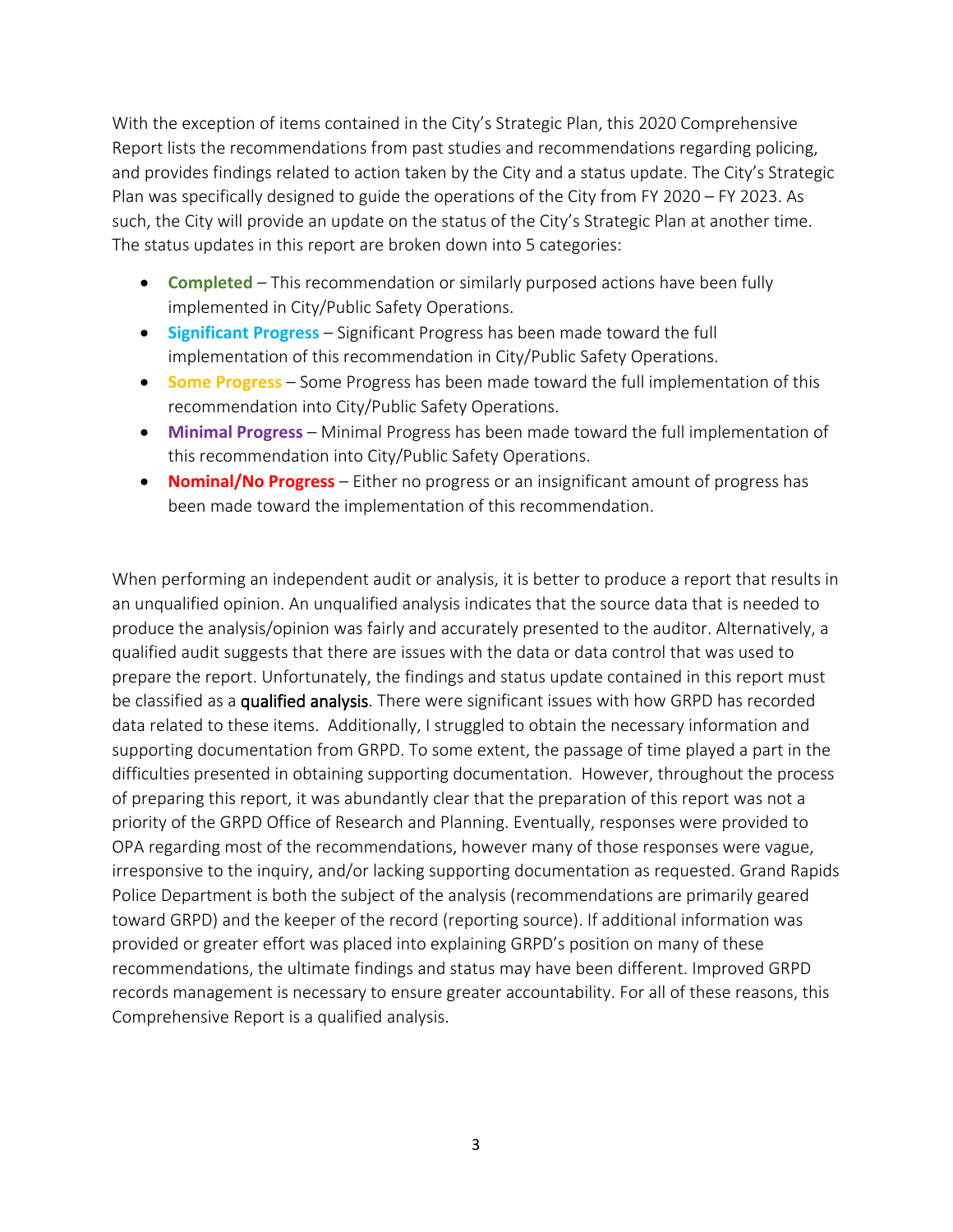With the exception of items contained in the City's Strategic Plan, this 2020 Comprehensive Report lists the recommendations from past studies and recommendations regarding policing, and provides findings related to action taken by the City and a status update. The City's Strategic Plan was specifically designed to guide the operations of the City from FY 2020 – FY 2023. As such, the City will provide an update on the status of the City's Strategic Plan at another time. The status updates in this report are broken down into 5 categories:

- **Completed** – This recommendation or similarly purposed actions have been fully implemented in City/Public Safety Operations.
- **Significant Progress** – Significant Progress has been made toward the full implementation of this recommendation in City/Public Safety Operations.
- **Some Progress** – Some Progress has been made toward the full implementation of this recommendation into City/Public Safety Operations.
- **Minimal Progress** – Minimal Progress has been made toward the full implementation of this recommendation into City/Public Safety Operations.
- **Nominal/No Progress** – Either no progress or an insignificant amount of progress has been made toward the implementation of this recommendation.

When performing an independent audit or analysis, it is better to produce a report that results in an unqualified opinion. An unqualified analysis indicates that the source data that is needed to produce the analysis/opinion was fairly and accurately presented to the auditor. Alternatively, a qualified audit suggests that there are issues with the data or data control that was used to prepare the report. Unfortunately, the findings and status update contained in this report must be classified as a qualified analysis. There were significant issues with how GRPD has recorded data related to these items. Additionally, I struggled to obtain the necessary information and supporting documentation from GRPD. To some extent, the passage of time played a part in the difficulties presented in obtaining supporting documentation. However, throughout the process of preparing this report, it was abundantly clear that the preparation of this report was not a priority of the GRPD Office of Research and Planning. Eventually, responses were provided to OPA regarding most of the recommendations, however many of those responses were vague, irresponsive to the inquiry, and/or lacking supporting documentation as requested. Grand Rapids Police Department is both the subject of the analysis (recommendations are primarily geared toward GRPD) and the keeper of the record (reporting source). If additional information was provided or greater effort was placed into explaining GRPD's position on many of these recommendations, the ultimate findings and status may have been different. Improved GRPD records management is necessary to ensure greater accountability. For all of these reasons, this Comprehensive Report is a qualified analysis.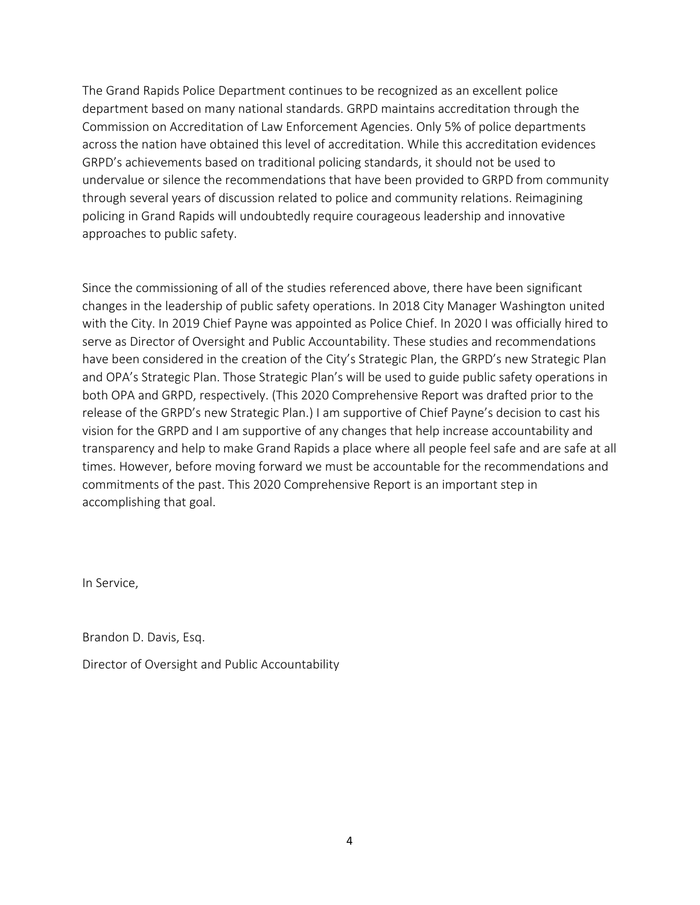The Grand Rapids Police Department continues to be recognized as an excellent police department based on many national standards. GRPD maintains accreditation through the Commission on Accreditation of Law Enforcement Agencies. Only 5% of police departments across the nation have obtained this level of accreditation. While this accreditation evidences GRPD's achievements based on traditional policing standards, it should not be used to undervalue or silence the recommendations that have been provided to GRPD from community through several years of discussion related to police and community relations. Reimagining policing in Grand Rapids will undoubtedly require courageous leadership and innovative approaches to public safety.

Since the commissioning of all of the studies referenced above, there have been significant changes in the leadership of public safety operations. In 2018 City Manager Washington united with the City. In 2019 Chief Payne was appointed as Police Chief. In 2020 I was officially hired to serve as Director of Oversight and Public Accountability. These studies and recommendations have been considered in the creation of the City's Strategic Plan, the GRPD's new Strategic Plan and OPA's Strategic Plan. Those Strategic Plan's will be used to guide public safety operations in both OPA and GRPD, respectively. (This 2020 Comprehensive Report was drafted prior to the release of the GRPD's new Strategic Plan.) I am supportive of Chief Payne's decision to cast his vision for the GRPD and I am supportive of any changes that help increase accountability and transparency and help to make Grand Rapids a place where all people feel safe and are safe at all times. However, before moving forward we must be accountable for the recommendations and commitments of the past. This 2020 Comprehensive Report is an important step in accomplishing that goal.

In Service,

Brandon D. Davis, Esq.

Director of Oversight and Public Accountability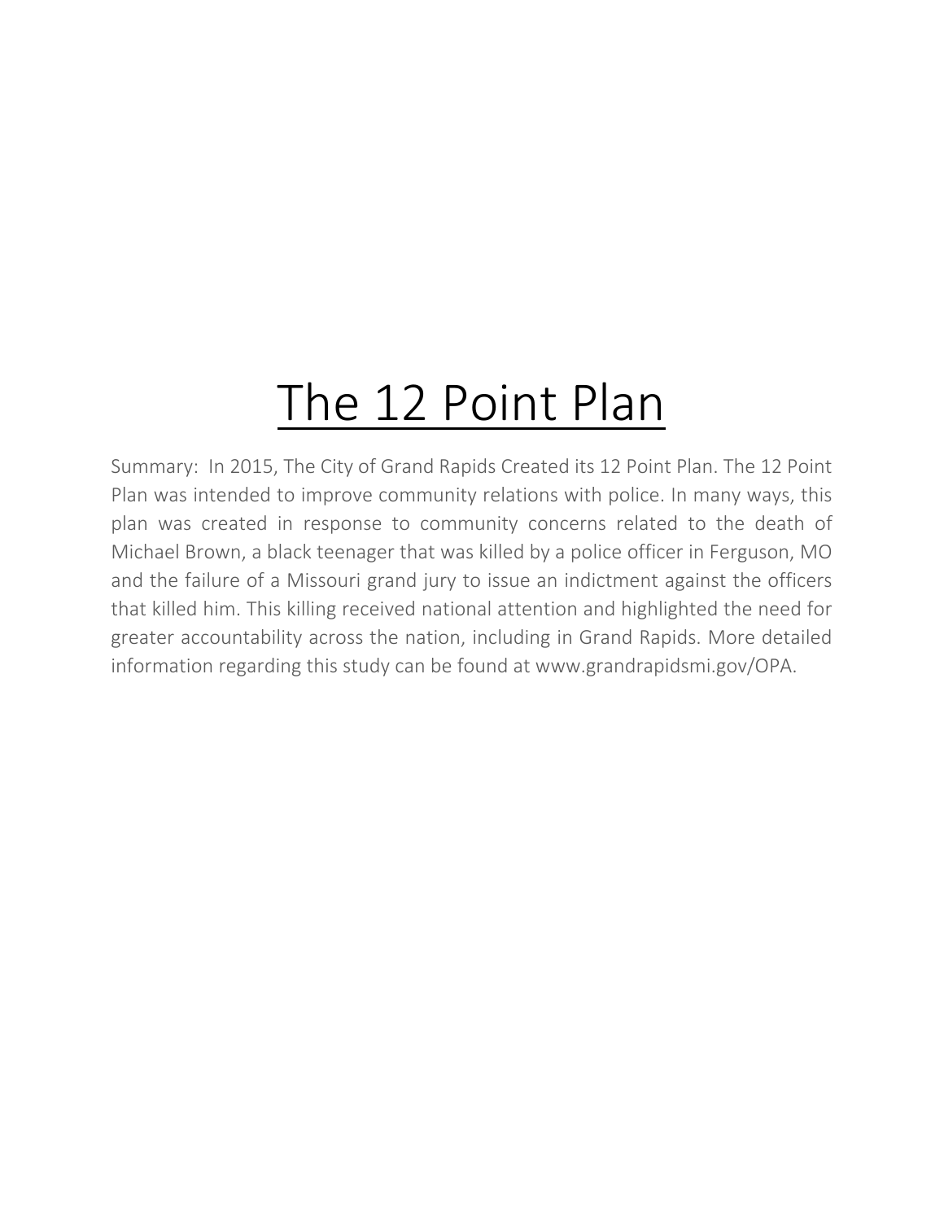# The 12 Point Plan

Summary: In 2015, The City of Grand Rapids Created its 12 Point Plan. The 12 Point Plan was intended to improve community relations with police. In many ways, this plan was created in response to community concerns related to the death of Michael Brown, a black teenager that was killed by a police officer in Ferguson, MO and the failure of a Missouri grand jury to issue an indictment against the officers that killed him. This killing received national attention and highlighted the need for greater accountability across the nation, including in Grand Rapids. More detailed information regarding this study can be found at www.grandrapidsmi.gov/OPA.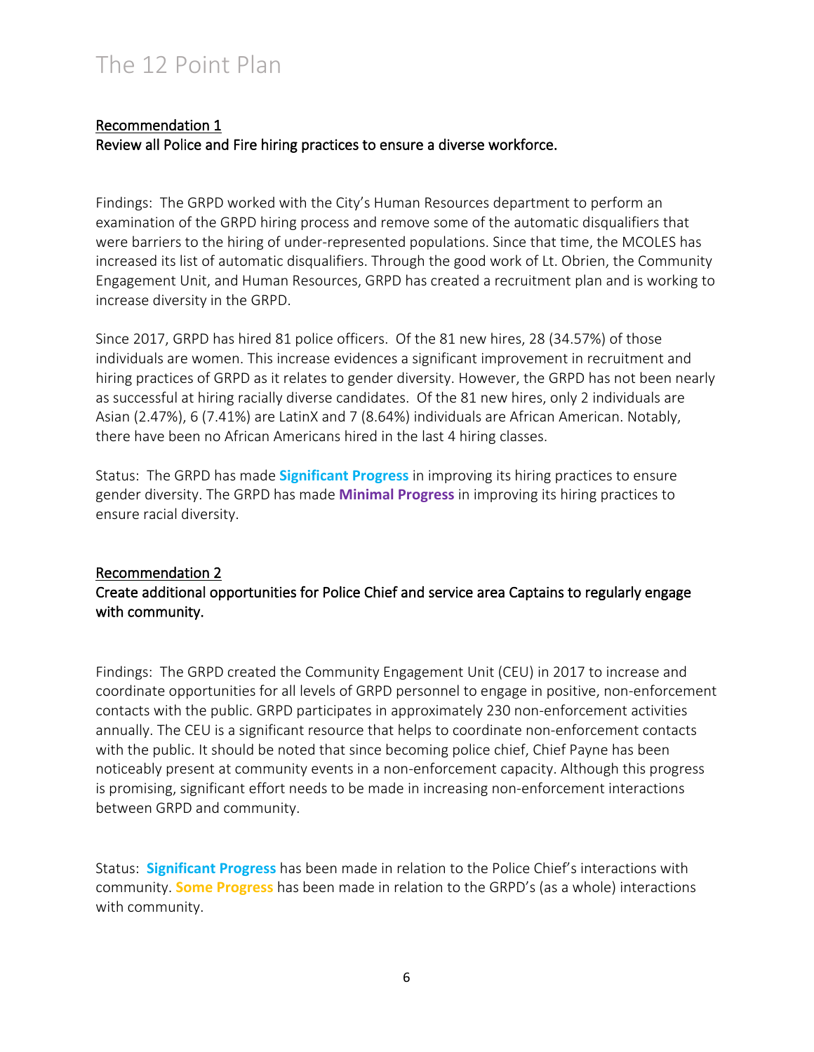# The 12 Point Plan

## Recommendation 1

**Review all Police and Fire hiring practices to ensure a diverse workforce.**

Findings: The GRPD worked with the City's Human Resources department to perform an examination of the GRPD hiring process and remove some of the automatic disqualifiers that were barriers to the hiring of under-represented populations. Since that time, the MCOLES has increased its list of automatic disqualifiers. Through the good work of Lt. Obrien, the Community Engagement Unit, and Human Resources, GRPD has created a recruitment plan and is working to increase diversity in the GRPD.

Since 2017, GRPD has hired 81 police officers. Of the 81 new hires, 28 (34.57%) of those individuals are women. This increase evidences a significant improvement in recruitment and hiring practices of GRPD as it relates to gender diversity. However, the GRPD has not been nearly as successful at hiring racially diverse candidates. Of the 81 new hires, only 2 individuals are Asian (2.47%), 6 (7.41%) are LatinX and 7 (8.64%) individuals are African American. Notably, there have been no African Americans hired in the last 4 hiring classes.

Status: The GRPD has made **Significant Progress** in improving its hiring practices to ensure gender diversity. The GRPD has made **Minimal Progress** in improving its hiring practices to ensure racial diversity.

## Recommendation 2

**Create additional opportunities for Police Chief and service area Captains to regularly engage with community.**

Findings: The GRPD created the Community Engagement Unit (CEU) in 2017 to increase and coordinate opportunities for all levels of GRPD personnel to engage in positive, non-enforcement contacts with the public. GRPD participates in approximately 230 non-enforcement activities annually. The CEU is a significant resource that helps to coordinate non-enforcement contacts with the public. It should be noted that since becoming police chief, Chief Payne has been noticeably present at community events in a non-enforcement capacity. Although this progress is promising, significant effort needs to be made in increasing non-enforcement interactions between GRPD and community.

Status: **Significant Progress** has been made in relation to the Police Chief's interactions with community. **Some Progress** has been made in relation to the GRPD's (as a whole) interactions with community.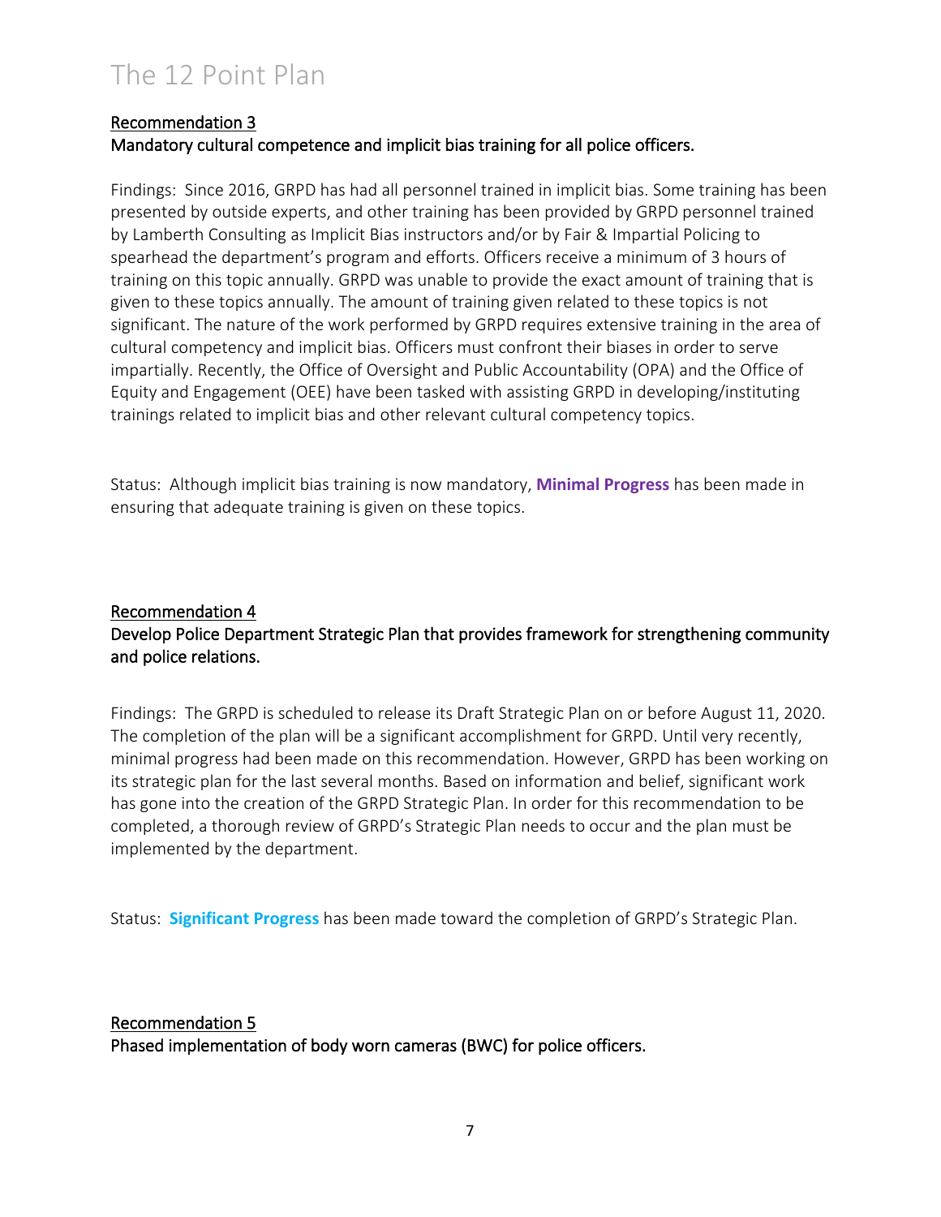# The 12 Point Plan

## Recommendation 3

**Mandatory cultural competence and implicit bias training for all police officers.**

Findings: Since 2016, GRPD has had all personnel trained in implicit bias. Some training has been presented by outside experts, and other training has been provided by GRPD personnel trained by Lamberth Consulting as Implicit Bias instructors and/or by Fair & Impartial Policing to spearhead the department's program and efforts. Officers receive a minimum of 3 hours of training on this topic annually. GRPD was unable to provide the exact amount of training that is given to these topics annually. The amount of training given related to these topics is not significant. The nature of the work performed by GRPD requires extensive training in the area of cultural competency and implicit bias. Officers must confront their biases in order to serve impartially. Recently, the Office of Oversight and Public Accountability (OPA) and the Office of Equity and Engagement (OEE) have been tasked with assisting GRPD in developing/instituting trainings related to implicit bias and other relevant cultural competency topics.

Status: Although implicit bias training is now mandatory, **Minimal Progress** has been made in ensuring that adequate training is given on these topics.

## Recommendation 4

**Develop Police Department Strategic Plan that provides framework for strengthening community and police relations.**

Findings: The GRPD is scheduled to release its Draft Strategic Plan on or before August 11, 2020. The completion of the plan will be a significant accomplishment for GRPD. Until very recently, minimal progress had been made on this recommendation. However, GRPD has been working on its strategic plan for the last several months. Based on information and belief, significant work has gone into the creation of the GRPD Strategic Plan. In order for this recommendation to be completed, a thorough review of GRPD's Strategic Plan needs to occur and the plan must be implemented by the department.

Status: **Significant Progress** has been made toward the completion of GRPD's Strategic Plan.

## Recommendation 5

**Phased implementation of body worn cameras (BWC) for police officers.**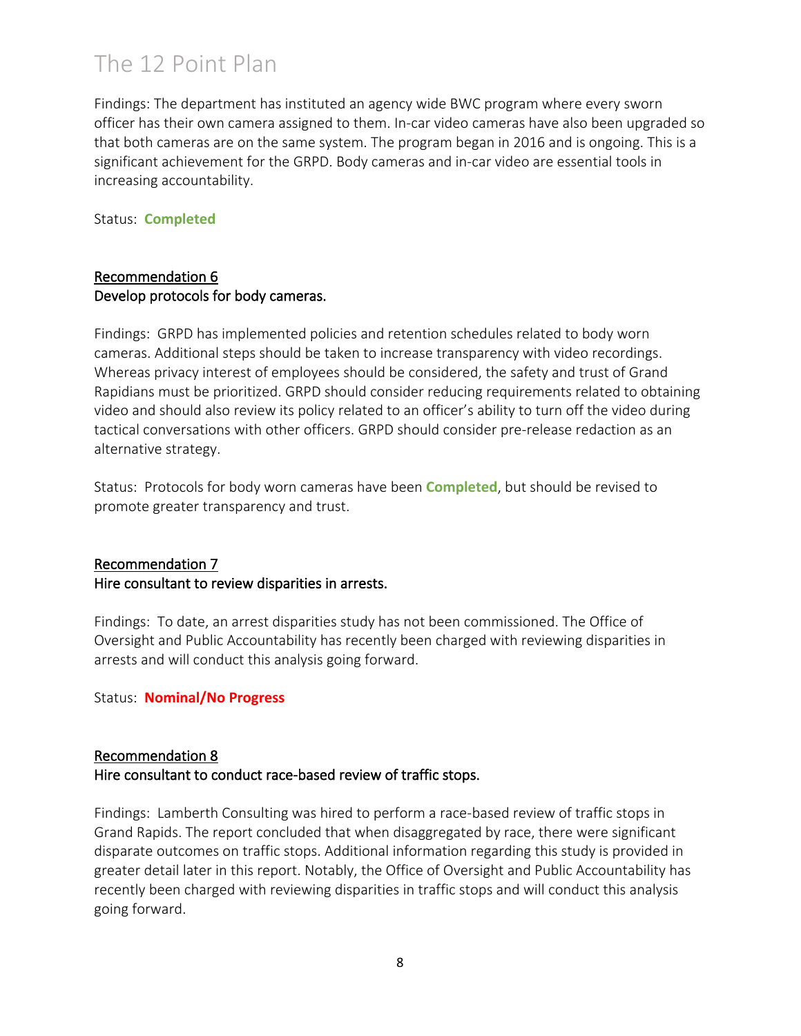# The 12 Point Plan

Findings: The department has instituted an agency wide BWC program where every sworn officer has their own camera assigned to them. In-car video cameras have also been upgraded so that both cameras are on the same system. The program began in 2016 and is ongoing. This is a significant achievement for the GRPD. Body cameras and in-car video are essential tools in increasing accountability.

Status: **Completed**

## Recommendation 6
**Develop protocols for body cameras.**

Findings: GRPD has implemented policies and retention schedules related to body worn cameras. Additional steps should be taken to increase transparency with video recordings. Whereas privacy interest of employees should be considered, the safety and trust of Grand Rapidians must be prioritized. GRPD should consider reducing requirements related to obtaining video and should also review its policy related to an officer's ability to turn off the video during tactical conversations with other officers. GRPD should consider pre-release redaction as an alternative strategy.

Status: Protocols for body worn cameras have been **Completed**, but should be revised to promote greater transparency and trust.

## Recommendation 7
**Hire consultant to review disparities in arrests.**

Findings: To date, an arrest disparities study has not been commissioned. The Office of Oversight and Public Accountability has recently been charged with reviewing disparities in arrests and will conduct this analysis going forward.

Status: **Nominal/No Progress**

## Recommendation 8
**Hire consultant to conduct race-based review of traffic stops.**

Findings: Lamberth Consulting was hired to perform a race-based review of traffic stops in Grand Rapids. The report concluded that when disaggregated by race, there were significant disparate outcomes on traffic stops. Additional information regarding this study is provided in greater detail later in this report. Notably, the Office of Oversight and Public Accountability has recently been charged with reviewing disparities in traffic stops and will conduct this analysis going forward.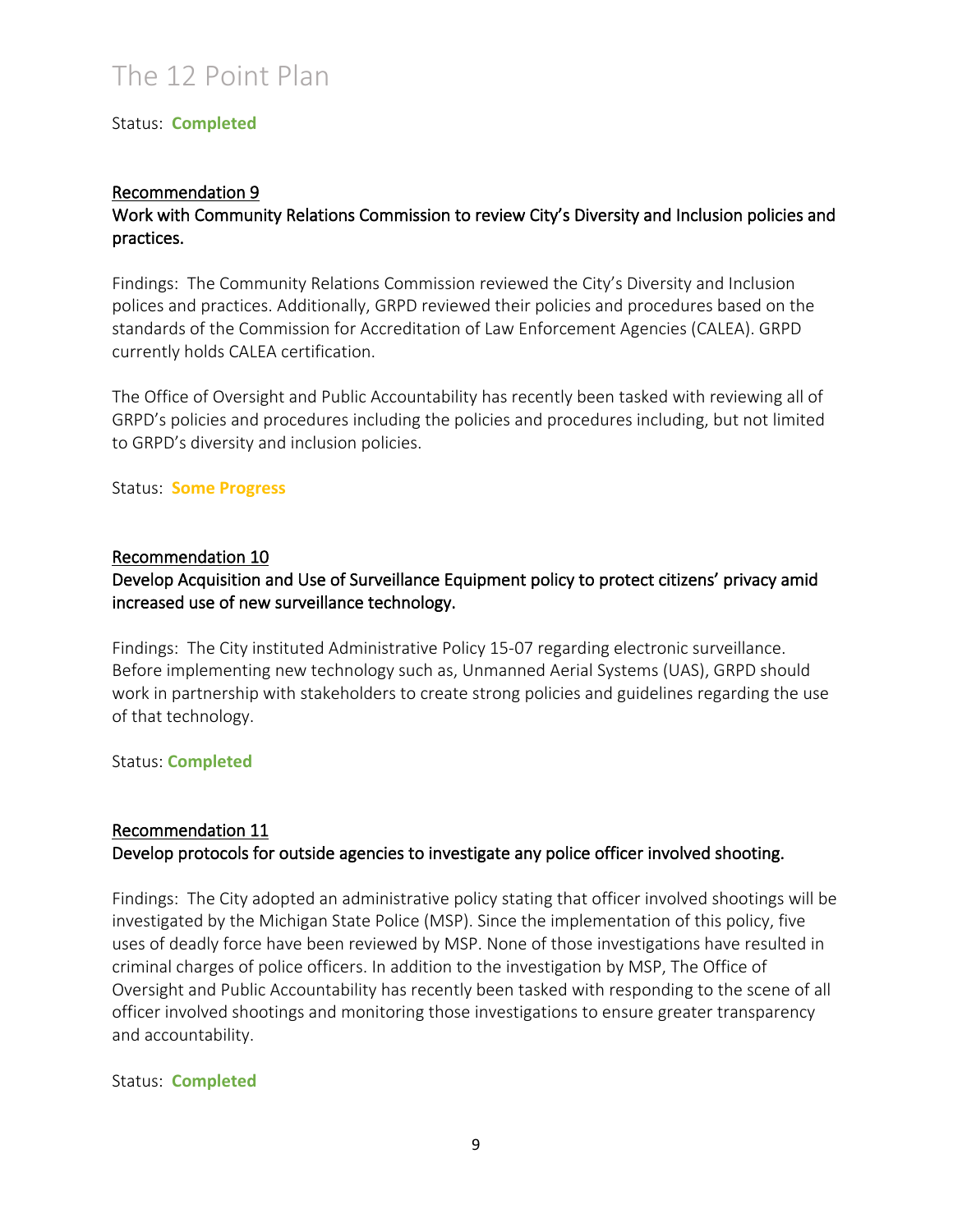Status: **Completed**

Recommendation 9

**Work with Community Relations Commission to review City's Diversity and Inclusion policies and practices.**

Findings: The Community Relations Commission reviewed the City's Diversity and Inclusion polices and practices. Additionally, GRPD reviewed their policies and procedures based on the standards of the Commission for Accreditation of Law Enforcement Agencies (CALEA). GRPD currently holds CALEA certification.

The Office of Oversight and Public Accountability has recently been tasked with reviewing all of GRPD's policies and procedures including the policies and procedures including, but not limited to GRPD's diversity and inclusion policies.

Status: **Some Progress**

Recommendation 10

**Develop Acquisition and Use of Surveillance Equipment policy to protect citizens' privacy amid increased use of new surveillance technology.**

Findings: The City instituted Administrative Policy 15-07 regarding electronic surveillance. Before implementing new technology such as, Unmanned Aerial Systems (UAS), GRPD should work in partnership with stakeholders to create strong policies and guidelines regarding the use of that technology.

Status: **Completed**

Recommendation 11

**Develop protocols for outside agencies to investigate any police officer involved shooting.**

Findings: The City adopted an administrative policy stating that officer involved shootings will be investigated by the Michigan State Police (MSP). Since the implementation of this policy, five uses of deadly force have been reviewed by MSP. None of those investigations have resulted in criminal charges of police officers. In addition to the investigation by MSP, The Office of Oversight and Public Accountability has recently been tasked with responding to the scene of all officer involved shootings and monitoring those investigations to ensure greater transparency and accountability.

Status: **Completed**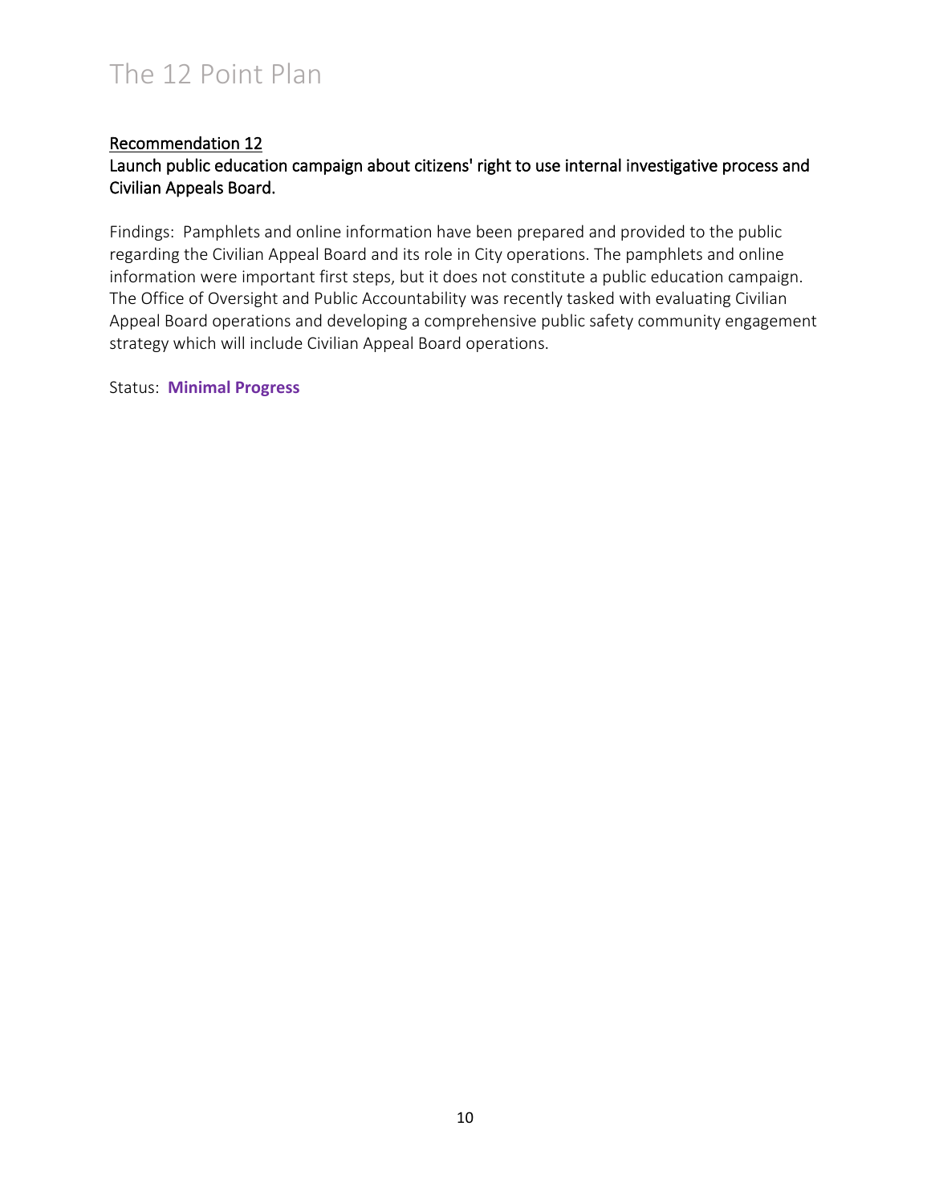# The 12 Point Plan

## Recommendation 12

**Launch public education campaign about citizens' right to use internal investigative process and Civilian Appeals Board.**

Findings: Pamphlets and online information have been prepared and provided to the public regarding the Civilian Appeal Board and its role in City operations. The pamphlets and online information were important first steps, but it does not constitute a public education campaign. The Office of Oversight and Public Accountability was recently tasked with evaluating Civilian Appeal Board operations and developing a comprehensive public safety community engagement strategy which will include Civilian Appeal Board operations.

Status: **Minimal Progress**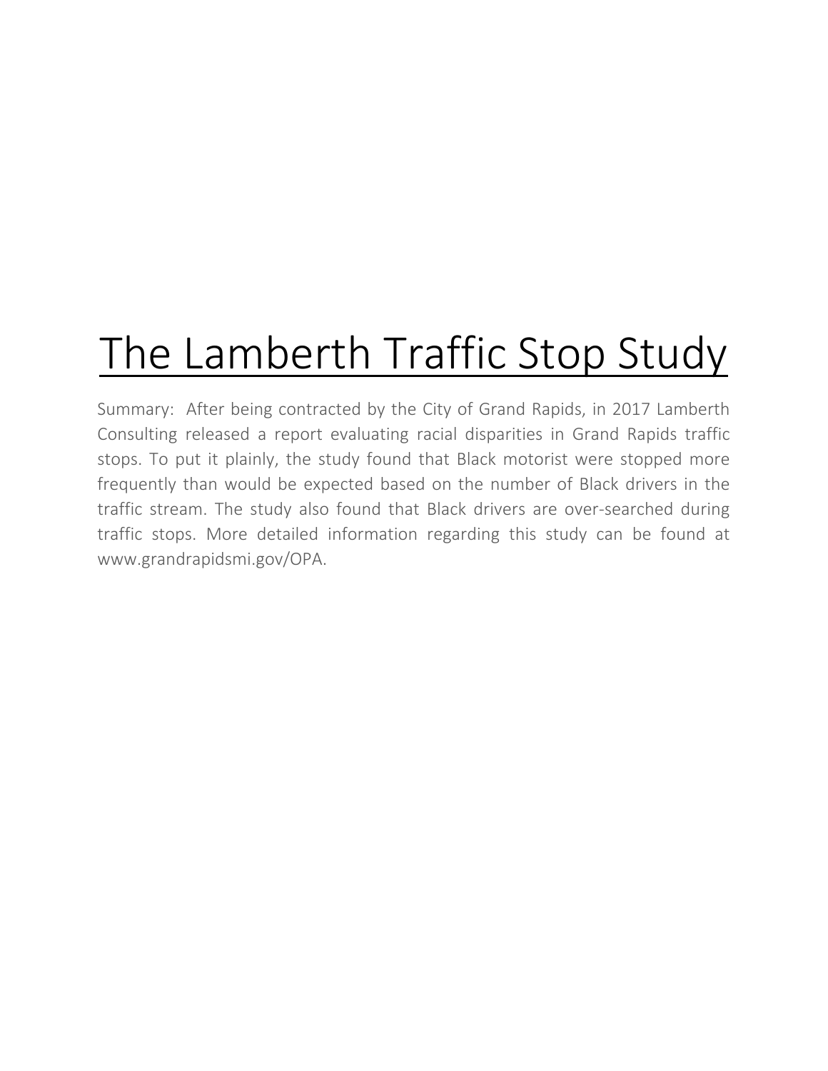# The Lamberth Traffic Stop Study

Summary: After being contracted by the City of Grand Rapids, in 2017 Lamberth Consulting released a report evaluating racial disparities in Grand Rapids traffic stops. To put it plainly, the study found that Black motorist were stopped more frequently than would be expected based on the number of Black drivers in the traffic stream. The study also found that Black drivers are over-searched during traffic stops. More detailed information regarding this study can be found at www.grandrapidsmi.gov/OPA.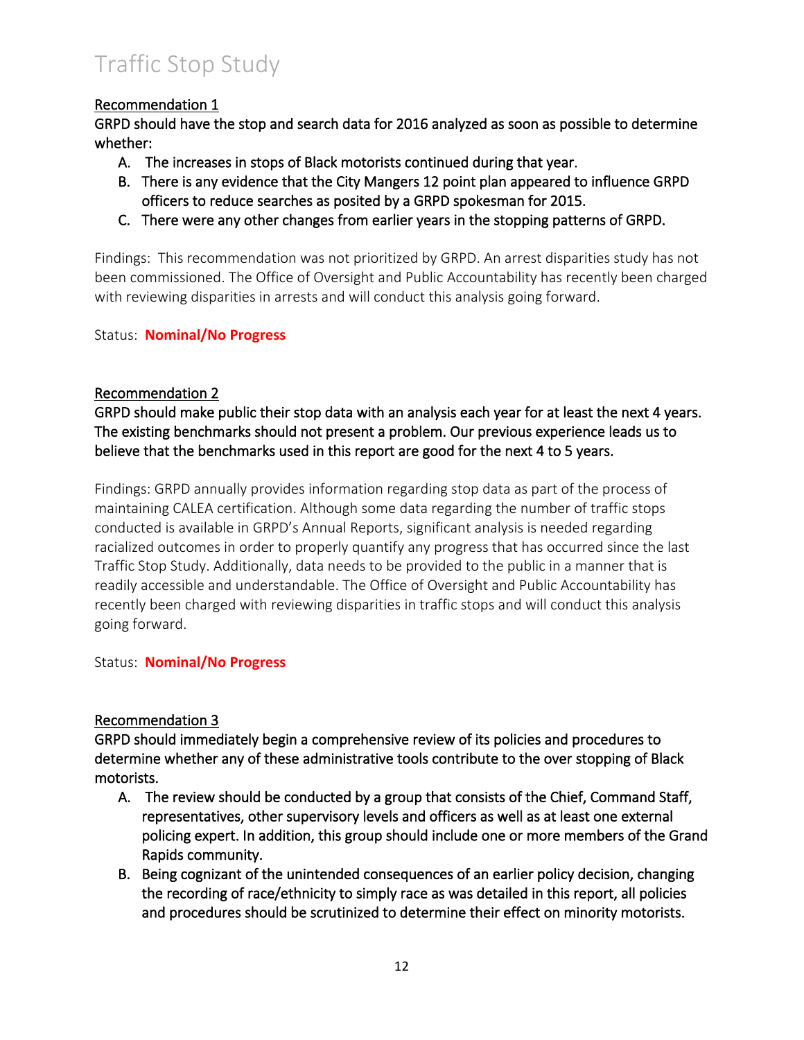# Traffic Stop Study

Recommendation 1

GRPD should have the stop and search data for 2016 analyzed as soon as possible to determine whether:

A. The increases in stops of Black motorists continued during that year.
B. There is any evidence that the City Mangers 12 point plan appeared to influence GRPD officers to reduce searches as posited by a GRPD spokesman for 2015.
C. There were any other changes from earlier years in the stopping patterns of GRPD.

Findings: This recommendation was not prioritized by GRPD. An arrest disparities study has not been commissioned. The Office of Oversight and Public Accountability has recently been charged with reviewing disparities in arrests and will conduct this analysis going forward.

Status: **Nominal/No Progress**

Recommendation 2

GRPD should make public their stop data with an analysis each year for at least the next 4 years. The existing benchmarks should not present a problem. Our previous experience leads us to believe that the benchmarks used in this report are good for the next 4 to 5 years.

Findings: GRPD annually provides information regarding stop data as part of the process of maintaining CALEA certification. Although some data regarding the number of traffic stops conducted is available in GRPD's Annual Reports, significant analysis is needed regarding racialized outcomes in order to properly quantify any progress that has occurred since the last Traffic Stop Study. Additionally, data needs to be provided to the public in a manner that is readily accessible and understandable. The Office of Oversight and Public Accountability has recently been charged with reviewing disparities in traffic stops and will conduct this analysis going forward.

Status: **Nominal/No Progress**

Recommendation 3

GRPD should immediately begin a comprehensive review of its policies and procedures to determine whether any of these administrative tools contribute to the over stopping of Black motorists.

A. The review should be conducted by a group that consists of the Chief, Command Staff, representatives, other supervisory levels and officers as well as at least one external policing expert. In addition, this group should include one or more members of the Grand Rapids community.
B. Being cognizant of the unintended consequences of an earlier policy decision, changing the recording of race/ethnicity to simply race as was detailed in this report, all policies and procedures should be scrutinized to determine their effect on minority motorists.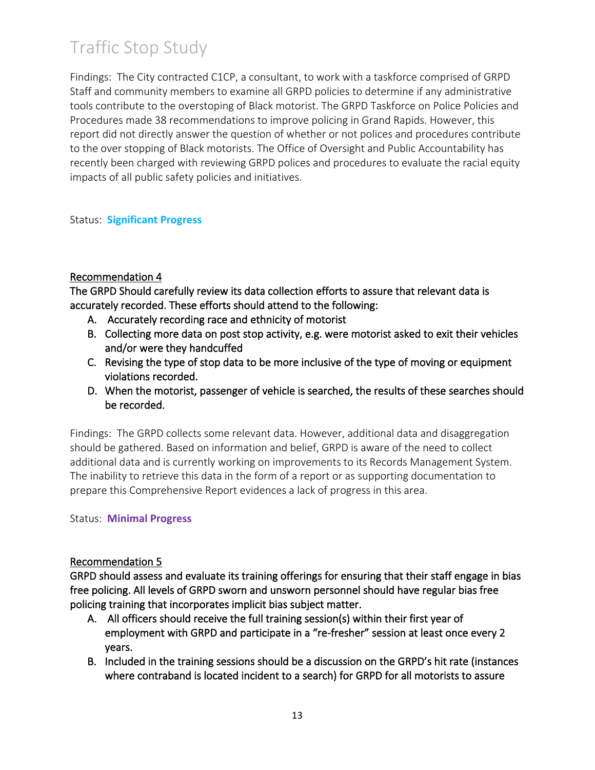# Traffic Stop Study

Findings: The City contracted C1CP, a consultant, to work with a taskforce comprised of GRPD Staff and community members to examine all GRPD policies to determine if any administrative tools contribute to the overstoping of Black motorist. The GRPD Taskforce on Police Policies and Procedures made 38 recommendations to improve policing in Grand Rapids. However, this report did not directly answer the question of whether or not polices and procedures contribute to the over stopping of Black motorists. The Office of Oversight and Public Accountability has recently been charged with reviewing GRPD polices and procedures to evaluate the racial equity impacts of all public safety policies and initiatives.

Status: **Significant Progress**

<u>Recommendation 4</u>

**The GRPD Should carefully review its data collection efforts to assure that relevant data is accurately recorded. These efforts should attend to the following:**

A. **Accurately recording race and ethnicity of motorist**
B. **Collecting more data on post stop activity, e.g. were motorist asked to exit their vehicles and/or were they handcuffed**
C. **Revising the type of stop data to be more inclusive of the type of moving or equipment violations recorded.**
D. **When the motorist, passenger of vehicle is searched, the results of these searches should be recorded.**

Findings: The GRPD collects some relevant data. However, additional data and disaggregation should be gathered. Based on information and belief, GRPD is aware of the need to collect additional data and is currently working on improvements to its Records Management System. The inability to retrieve this data in the form of a report or as supporting documentation to prepare this Comprehensive Report evidences a lack of progress in this area.

Status: **Minimal Progress**

<u>Recommendation 5</u>

**GRPD should assess and evaluate its training offerings for ensuring that their staff engage in bias free policing. All levels of GRPD sworn and unsworn personnel should have regular bias free policing training that incorporates implicit bias subject matter.**

A. **All officers should receive the full training session(s) within their first year of employment with GRPD and participate in a "re-fresher" session at least once every 2 years.**
B. **Included in the training sessions should be a discussion on the GRPD's hit rate (instances where contraband is located incident to a search) for GRPD for all motorists to assure**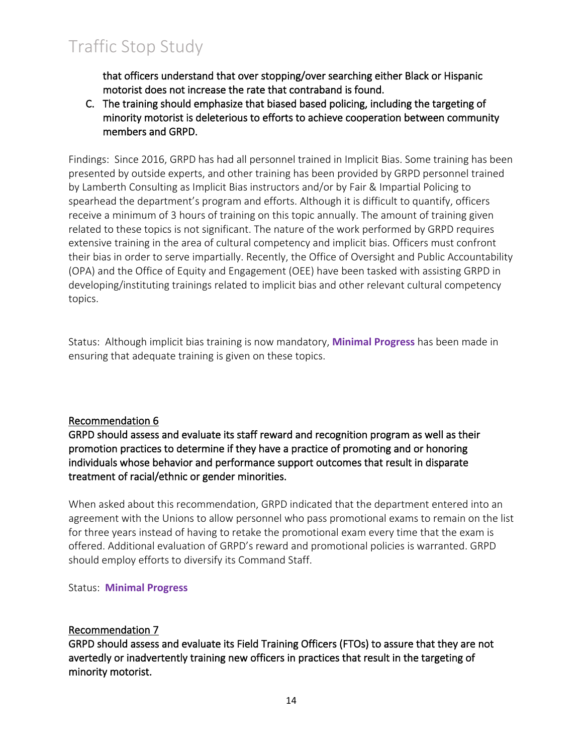that officers understand that over stopping/over searching either Black or Hispanic motorist does not increase the rate that contraband is found.

C. The training should emphasize that biased based policing, including the targeting of minority motorist is deleterious to efforts to achieve cooperation between community members and GRPD.

Findings: Since 2016, GRPD has had all personnel trained in Implicit Bias. Some training has been presented by outside experts, and other training has been provided by GRPD personnel trained by Lamberth Consulting as Implicit Bias instructors and/or by Fair & Impartial Policing to spearhead the department's program and efforts. Although it is difficult to quantify, officers receive a minimum of 3 hours of training on this topic annually. The amount of training given related to these topics is not significant. The nature of the work performed by GRPD requires extensive training in the area of cultural competency and implicit bias. Officers must confront their bias in order to serve impartially. Recently, the Office of Oversight and Public Accountability (OPA) and the Office of Equity and Engagement (OEE) have been tasked with assisting GRPD in developing/instituting trainings related to implicit bias and other relevant cultural competency topics.

Status: Although implicit bias training is now mandatory, **Minimal Progress** has been made in ensuring that adequate training is given on these topics.

<u>Recommendation 6</u>

**GRPD should assess and evaluate its staff reward and recognition program as well as their promotion practices to determine if they have a practice of promoting and or honoring individuals whose behavior and performance support outcomes that result in disparate treatment of racial/ethnic or gender minorities.**

When asked about this recommendation, GRPD indicated that the department entered into an agreement with the Unions to allow personnel who pass promotional exams to remain on the list for three years instead of having to retake the promotional exam every time that the exam is offered. Additional evaluation of GRPD's reward and promotional policies is warranted. GRPD should employ efforts to diversify its Command Staff.

Status: **Minimal Progress**

<u>Recommendation 7</u>

**GRPD should assess and evaluate its Field Training Officers (FTOs) to assure that they are not avertedly or inadvertently training new officers in practices that result in the targeting of minority motorist.**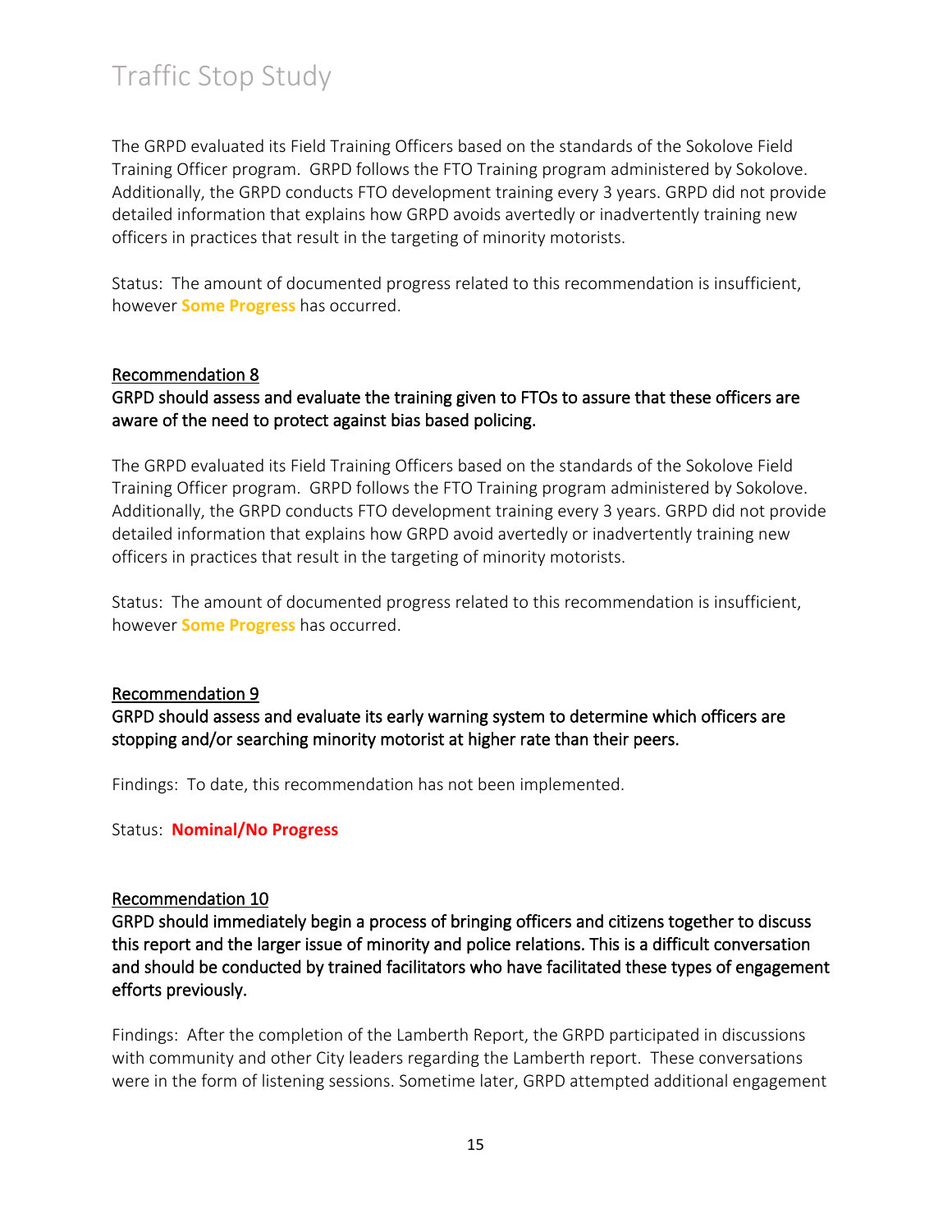The GRPD evaluated its Field Training Officers based on the standards of the Sokolove Field Training Officer program. GRPD follows the FTO Training program administered by Sokolove. Additionally, the GRPD conducts FTO development training every 3 years. GRPD did not provide detailed information that explains how GRPD avoids avertedly or inadvertently training new officers in practices that result in the targeting of minority motorists.

Status: The amount of documented progress related to this recommendation is insufficient, however **Some Progress** has occurred.

<u>Recommendation 8</u>

**GRPD should assess and evaluate the training given to FTOs to assure that these officers are aware of the need to protect against bias based policing.**

The GRPD evaluated its Field Training Officers based on the standards of the Sokolove Field Training Officer program. GRPD follows the FTO Training program administered by Sokolove. Additionally, the GRPD conducts FTO development training every 3 years. GRPD did not provide detailed information that explains how GRPD avoid avertedly or inadvertently training new officers in practices that result in the targeting of minority motorists.

Status: The amount of documented progress related to this recommendation is insufficient, however **Some Progress** has occurred.

<u>Recommendation 9</u>

**GRPD should assess and evaluate its early warning system to determine which officers are stopping and/or searching minority motorist at higher rate than their peers.**

Findings: To date, this recommendation has not been implemented.

Status: **Nominal/No Progress**

<u>Recommendation 10</u>

**GRPD should immediately begin a process of bringing officers and citizens together to discuss this report and the larger issue of minority and police relations. This is a difficult conversation and should be conducted by trained facilitators who have facilitated these types of engagement efforts previously.**

Findings: After the completion of the Lamberth Report, the GRPD participated in discussions with community and other City leaders regarding the Lamberth report. These conversations were in the form of listening sessions. Sometime later, GRPD attempted additional engagement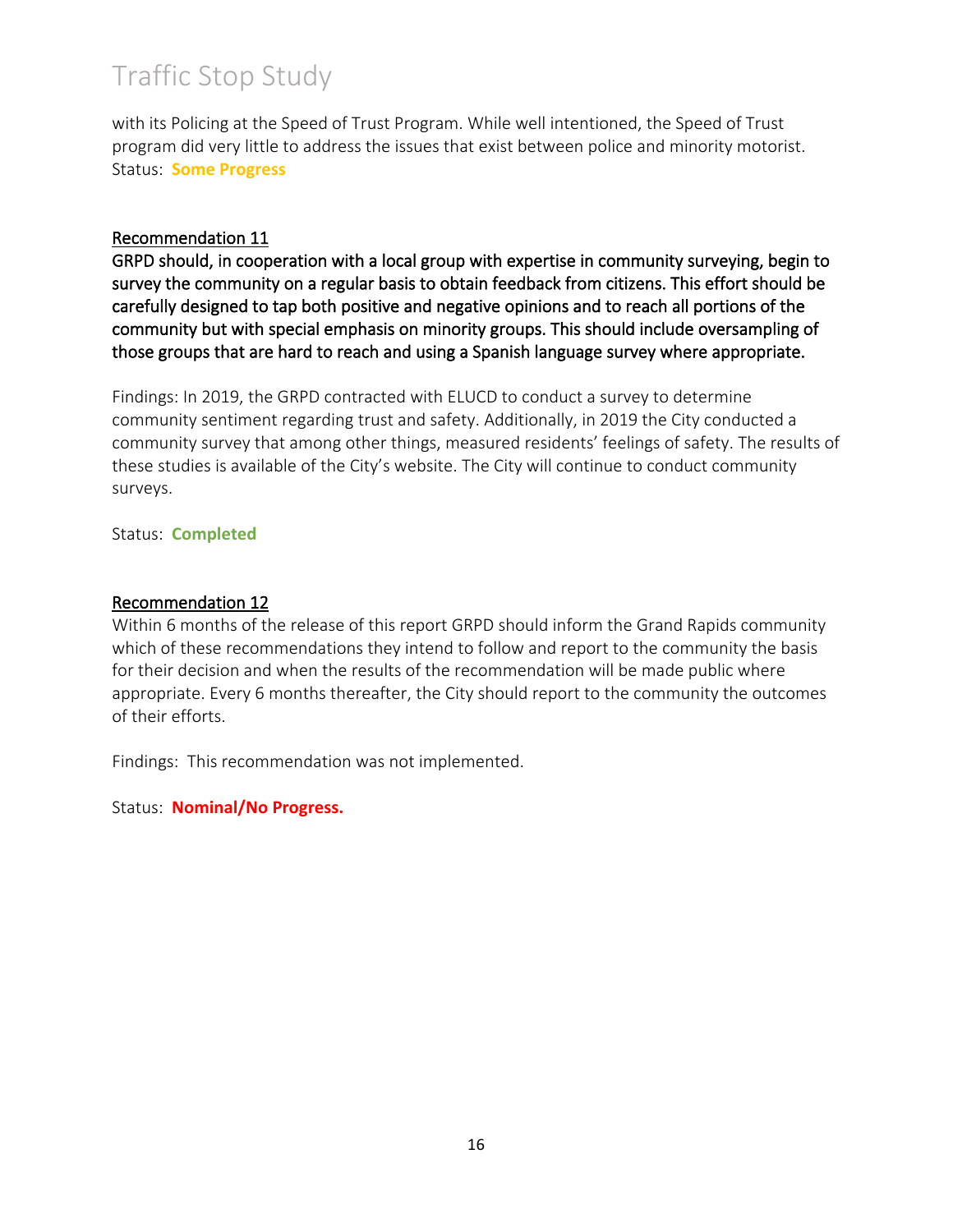with its Policing at the Speed of Trust Program. While well intentioned, the Speed of Trust program did very little to address the issues that exist between police and minority motorist.
Status: **Some Progress**

<u>Recommendation 11</u>

**GRPD should, in cooperation with a local group with expertise in community surveying, begin to survey the community on a regular basis to obtain feedback from citizens. This effort should be carefully designed to tap both positive and negative opinions and to reach all portions of the community but with special emphasis on minority groups. This should include oversampling of those groups that are hard to reach and using a Spanish language survey where appropriate.**

Findings: In 2019, the GRPD contracted with ELUCD to conduct a survey to determine community sentiment regarding trust and safety. Additionally, in 2019 the City conducted a community survey that among other things, measured residents' feelings of safety. The results of these studies is available of the City's website. The City will continue to conduct community surveys.

Status: **Completed**

<u>Recommendation 12</u>

Within 6 months of the release of this report GRPD should inform the Grand Rapids community which of these recommendations they intend to follow and report to the community the basis for their decision and when the results of the recommendation will be made public where appropriate. Every 6 months thereafter, the City should report to the community the outcomes of their efforts.

Findings: This recommendation was not implemented.

Status: **Nominal/No Progress.**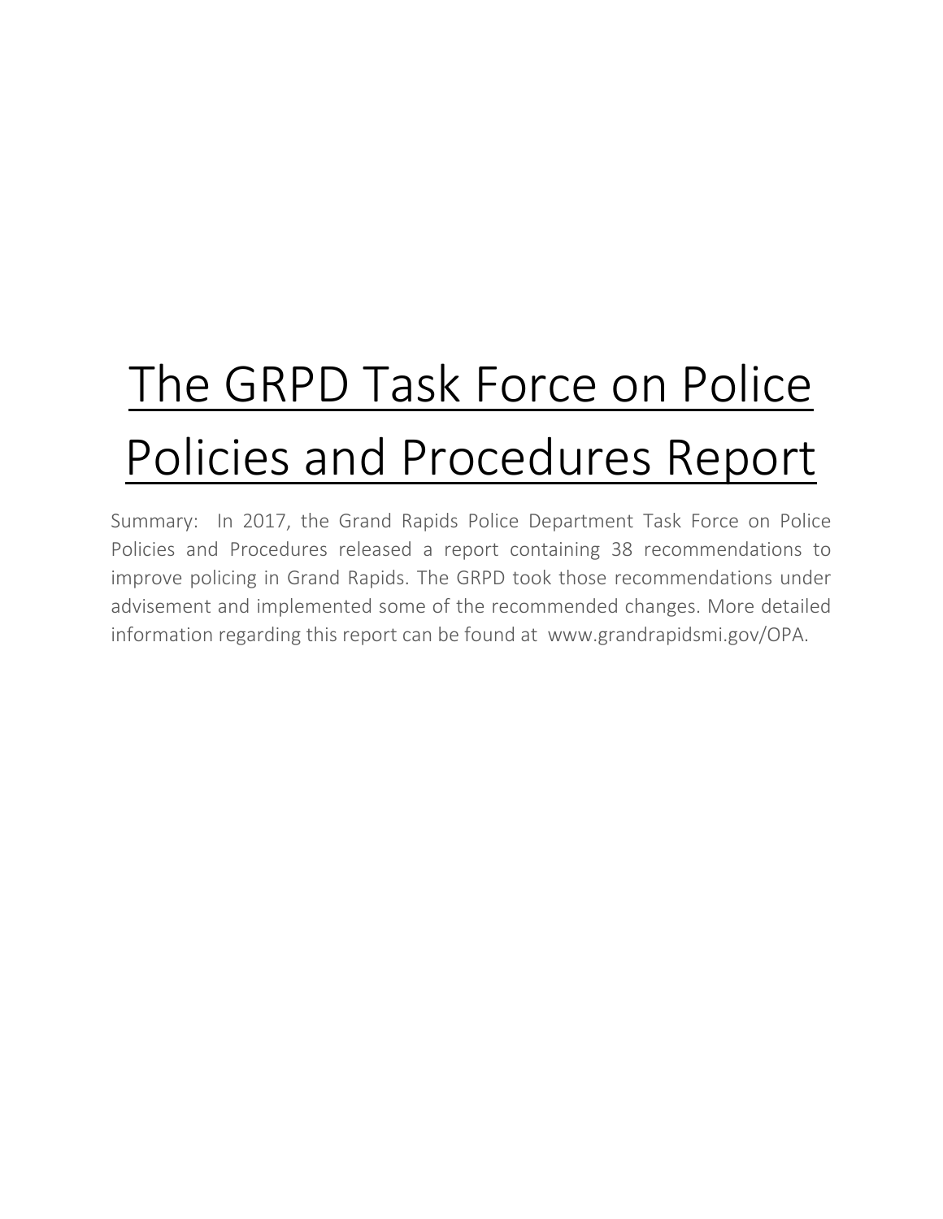# The GRPD Task Force on Police Policies and Procedures Report

Summary: In 2017, the Grand Rapids Police Department Task Force on Police Policies and Procedures released a report containing 38 recommendations to improve policing in Grand Rapids. The GRPD took those recommendations under advisement and implemented some of the recommended changes. More detailed information regarding this report can be found at www.grandrapidsmi.gov/OPA.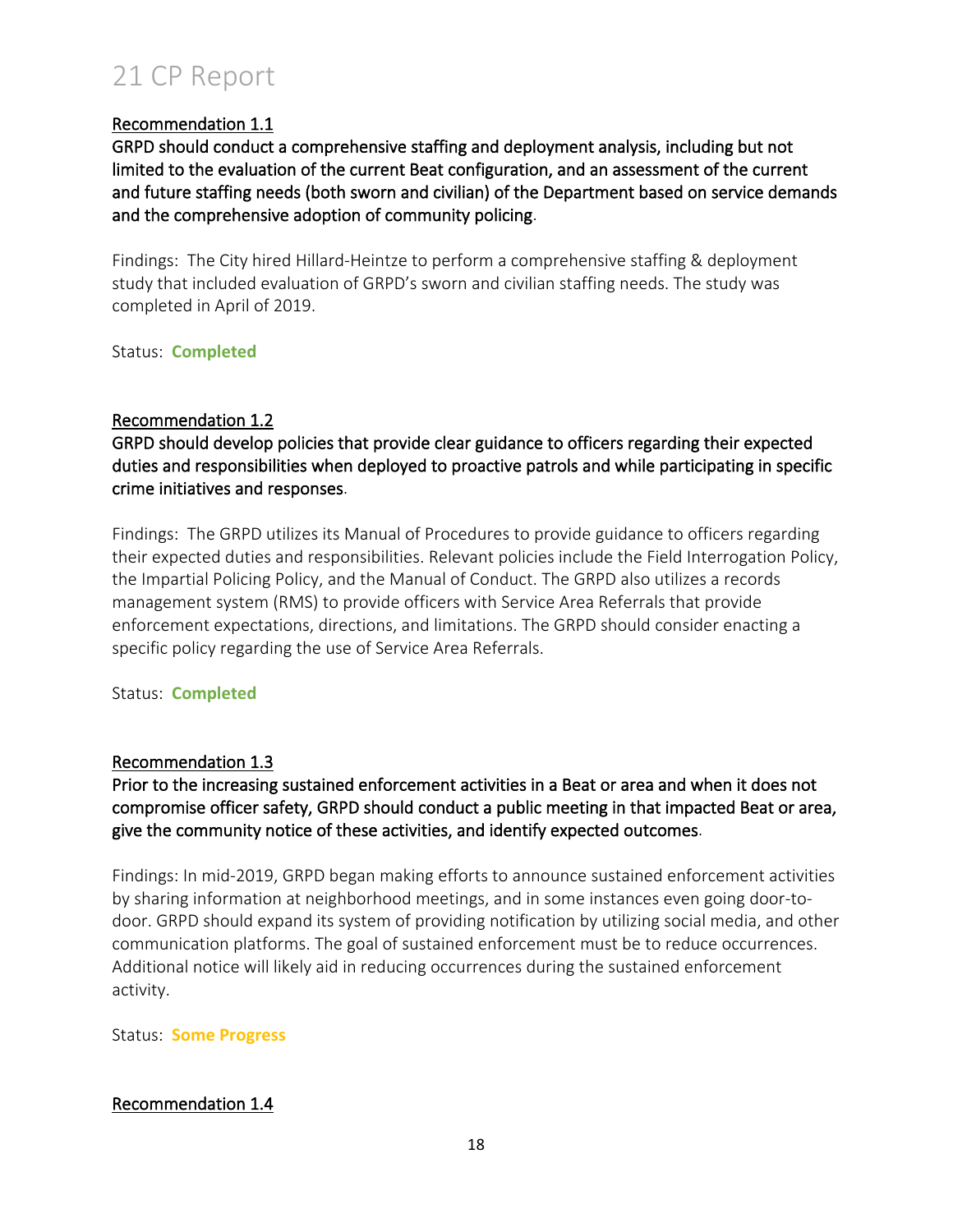Recommendation 1.1

**GRPD should conduct a comprehensive staffing and deployment analysis, including but not limited to the evaluation of the current Beat configuration, and an assessment of the current and future staffing needs (both sworn and civilian) of the Department based on service demands and the comprehensive adoption of community policing**.

Findings: The City hired Hillard-Heintze to perform a comprehensive staffing & deployment study that included evaluation of GRPD's sworn and civilian staffing needs. The study was completed in April of 2019.

Status: **Completed**

Recommendation 1.2

**GRPD should develop policies that provide clear guidance to officers regarding their expected duties and responsibilities when deployed to proactive patrols and while participating in specific crime initiatives and responses**.

Findings: The GRPD utilizes its Manual of Procedures to provide guidance to officers regarding their expected duties and responsibilities. Relevant policies include the Field Interrogation Policy, the Impartial Policing Policy, and the Manual of Conduct. The GRPD also utilizes a records management system (RMS) to provide officers with Service Area Referrals that provide enforcement expectations, directions, and limitations. The GRPD should consider enacting a specific policy regarding the use of Service Area Referrals.

Status: **Completed**

Recommendation 1.3

**Prior to the increasing sustained enforcement activities in a Beat or area and when it does not compromise officer safety, GRPD should conduct a public meeting in that impacted Beat or area, give the community notice of these activities, and identify expected outcomes**.

Findings: In mid-2019, GRPD began making efforts to announce sustained enforcement activities by sharing information at neighborhood meetings, and in some instances even going door-to-door. GRPD should expand its system of providing notification by utilizing social media, and other communication platforms. The goal of sustained enforcement must be to reduce occurrences. Additional notice will likely aid in reducing occurrences during the sustained enforcement activity.

Status: **Some Progress**

Recommendation 1.4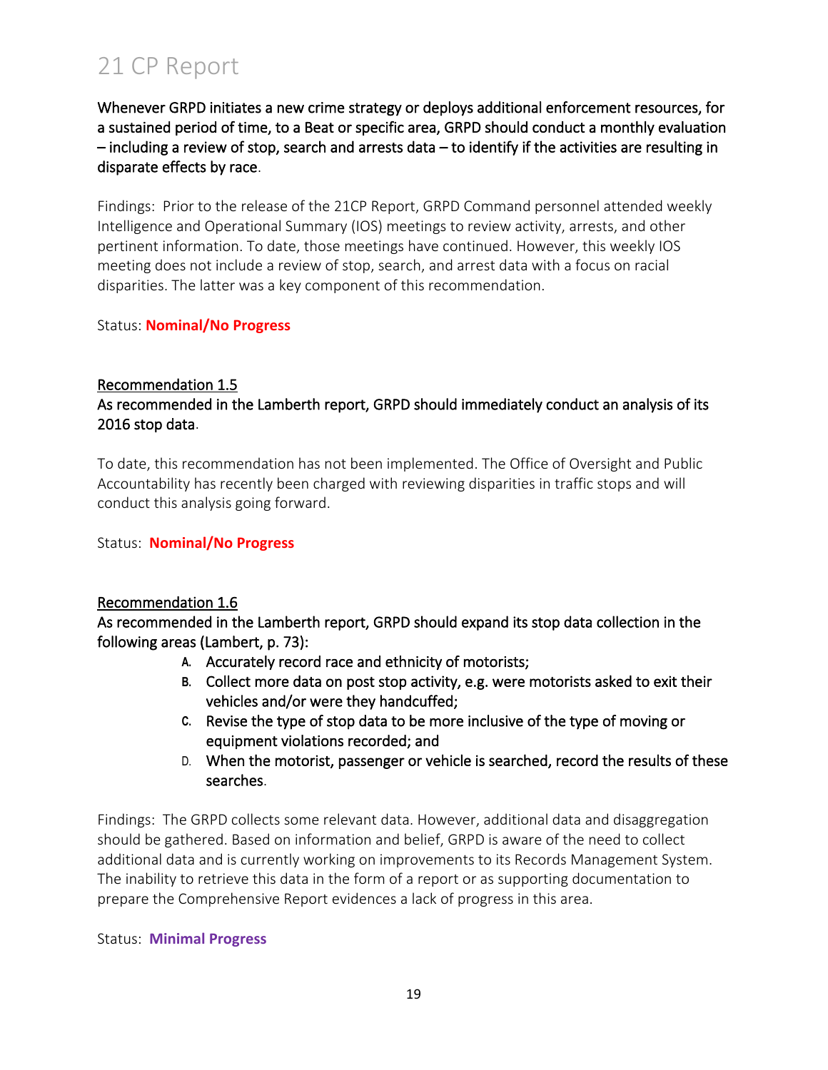**Whenever GRPD initiates a new crime strategy or deploys additional enforcement resources, for a sustained period of time, to a Beat or specific area, GRPD should conduct a monthly evaluation – including a review of stop, search and arrests data – to identify if the activities are resulting in disparate effects by race.**

Findings: Prior to the release of the 21CP Report, GRPD Command personnel attended weekly Intelligence and Operational Summary (IOS) meetings to review activity, arrests, and other pertinent information. To date, those meetings have continued. However, this weekly IOS meeting does not include a review of stop, search, and arrest data with a focus on racial disparities. The latter was a key component of this recommendation.

Status: **Nominal/No Progress**

## Recommendation 1.5

**As recommended in the Lamberth report, GRPD should immediately conduct an analysis of its 2016 stop data.**

To date, this recommendation has not been implemented. The Office of Oversight and Public Accountability has recently been charged with reviewing disparities in traffic stops and will conduct this analysis going forward.

Status: **Nominal/No Progress**

## Recommendation 1.6

**As recommended in the Lamberth report, GRPD should expand its stop data collection in the following areas (Lambert, p. 73):**

- **A. Accurately record race and ethnicity of motorists;**
- **B. Collect more data on post stop activity, e.g. were motorists asked to exit their vehicles and/or were they handcuffed;**
- **C. Revise the type of stop data to be more inclusive of the type of moving or equipment violations recorded; and**
- **D. When the motorist, passenger or vehicle is searched, record the results of these searches.**

Findings: The GRPD collects some relevant data. However, additional data and disaggregation should be gathered. Based on information and belief, GRPD is aware of the need to collect additional data and is currently working on improvements to its Records Management System. The inability to retrieve this data in the form of a report or as supporting documentation to prepare the Comprehensive Report evidences a lack of progress in this area.

Status: **Minimal Progress**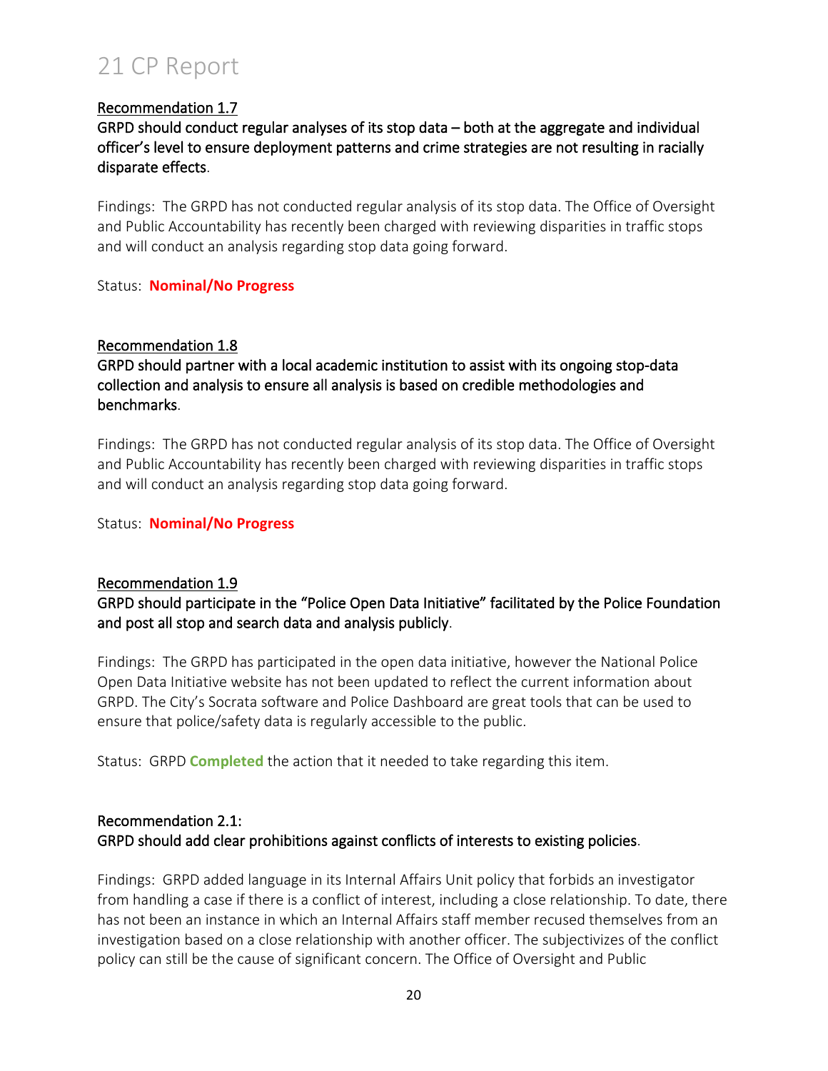Recommendation 1.7

**GRPD should conduct regular analyses of its stop data – both at the aggregate and individual officer's level to ensure deployment patterns and crime strategies are not resulting in racially disparate effects.**

Findings: The GRPD has not conducted regular analysis of its stop data. The Office of Oversight and Public Accountability has recently been charged with reviewing disparities in traffic stops and will conduct an analysis regarding stop data going forward.

Status: **Nominal/No Progress**

Recommendation 1.8

**GRPD should partner with a local academic institution to assist with its ongoing stop-data collection and analysis to ensure all analysis is based on credible methodologies and benchmarks.**

Findings: The GRPD has not conducted regular analysis of its stop data. The Office of Oversight and Public Accountability has recently been charged with reviewing disparities in traffic stops and will conduct an analysis regarding stop data going forward.

Status: **Nominal/No Progress**

Recommendation 1.9

**GRPD should participate in the "Police Open Data Initiative" facilitated by the Police Foundation and post all stop and search data and analysis publicly.**

Findings: The GRPD has participated in the open data initiative, however the National Police Open Data Initiative website has not been updated to reflect the current information about GRPD. The City's Socrata software and Police Dashboard are great tools that can be used to ensure that police/safety data is regularly accessible to the public.

Status: GRPD **Completed** the action that it needed to take regarding this item.

Recommendation 2.1:

**GRPD should add clear prohibitions against conflicts of interests to existing policies.**

Findings: GRPD added language in its Internal Affairs Unit policy that forbids an investigator from handling a case if there is a conflict of interest, including a close relationship. To date, there has not been an instance in which an Internal Affairs staff member recused themselves from an investigation based on a close relationship with another officer. The subjectivizes of the conflict policy can still be the cause of significant concern. The Office of Oversight and Public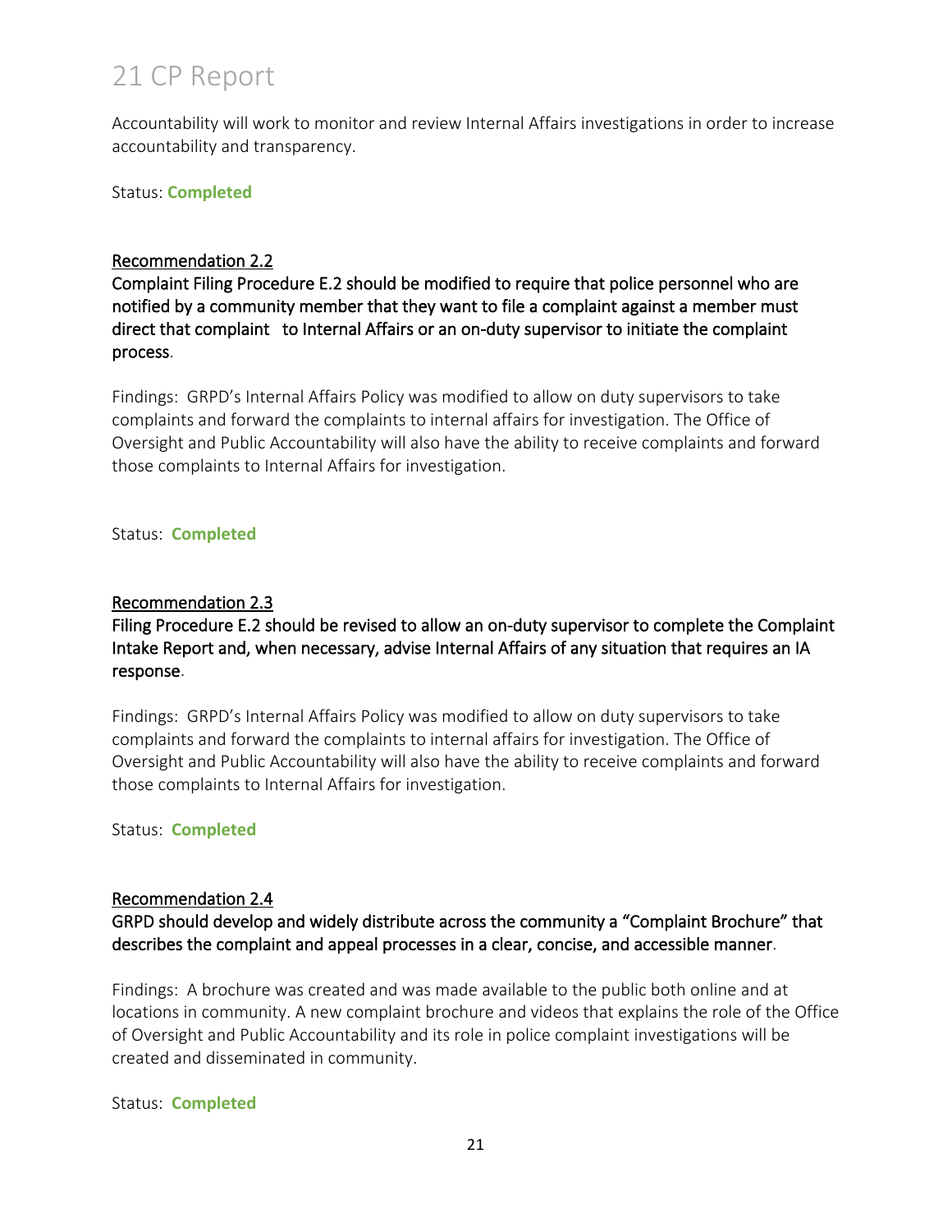Accountability will work to monitor and review Internal Affairs investigations in order to increase accountability and transparency.

Status: **Completed**

Recommendation 2.2

**Complaint Filing Procedure E.2 should be modified to require that police personnel who are notified by a community member that they want to file a complaint against a member must direct that complaint to Internal Affairs or an on-duty supervisor to initiate the complaint process.**

Findings: GRPD's Internal Affairs Policy was modified to allow on duty supervisors to take complaints and forward the complaints to internal affairs for investigation. The Office of Oversight and Public Accountability will also have the ability to receive complaints and forward those complaints to Internal Affairs for investigation.

Status: **Completed**

Recommendation 2.3

**Filing Procedure E.2 should be revised to allow an on-duty supervisor to complete the Complaint Intake Report and, when necessary, advise Internal Affairs of any situation that requires an IA response.**

Findings: GRPD's Internal Affairs Policy was modified to allow on duty supervisors to take complaints and forward the complaints to internal affairs for investigation. The Office of Oversight and Public Accountability will also have the ability to receive complaints and forward those complaints to Internal Affairs for investigation.

Status: **Completed**

Recommendation 2.4

**GRPD should develop and widely distribute across the community a "Complaint Brochure" that describes the complaint and appeal processes in a clear, concise, and accessible manner.**

Findings: A brochure was created and was made available to the public both online and at locations in community. A new complaint brochure and videos that explains the role of the Office of Oversight and Public Accountability and its role in police complaint investigations will be created and disseminated in community.

Status: **Completed**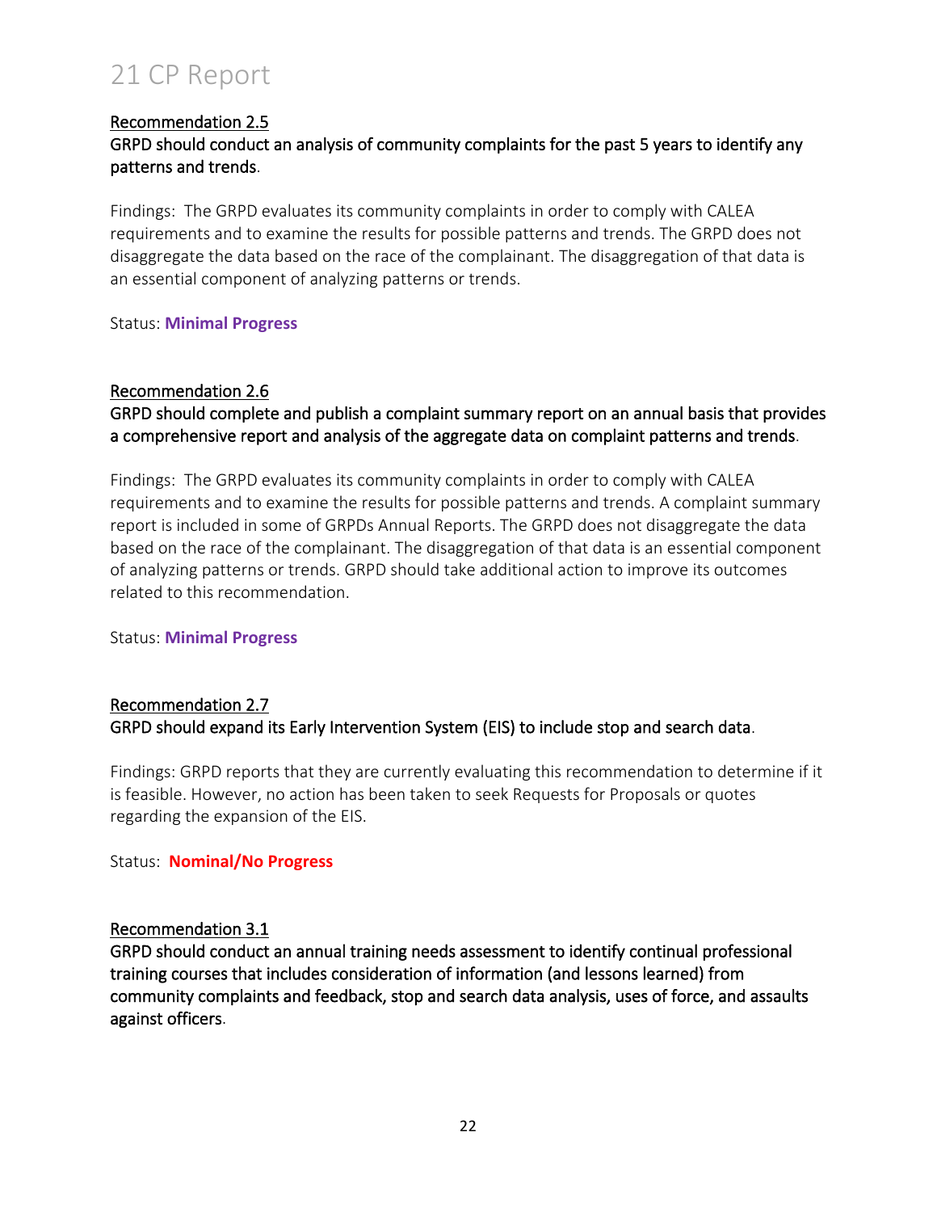<u>Recommendation 2.5</u>

**GRPD should conduct an analysis of community complaints for the past 5 years to identify any patterns and trends.**

Findings: The GRPD evaluates its community complaints in order to comply with CALEA requirements and to examine the results for possible patterns and trends. The GRPD does not disaggregate the data based on the race of the complainant. The disaggregation of that data is an essential component of analyzing patterns or trends.

Status: **Minimal Progress**

<u>Recommendation 2.6</u>

**GRPD should complete and publish a complaint summary report on an annual basis that provides a comprehensive report and analysis of the aggregate data on complaint patterns and trends.**

Findings: The GRPD evaluates its community complaints in order to comply with CALEA requirements and to examine the results for possible patterns and trends. A complaint summary report is included in some of GRPDs Annual Reports. The GRPD does not disaggregate the data based on the race of the complainant. The disaggregation of that data is an essential component of analyzing patterns or trends. GRPD should take additional action to improve its outcomes related to this recommendation.

Status: **Minimal Progress**

<u>Recommendation 2.7</u>

**GRPD should expand its Early Intervention System (EIS) to include stop and search data.**

Findings: GRPD reports that they are currently evaluating this recommendation to determine if it is feasible. However, no action has been taken to seek Requests for Proposals or quotes regarding the expansion of the EIS.

Status: **Nominal/No Progress**

<u>Recommendation 3.1</u>

**GRPD should conduct an annual training needs assessment to identify continual professional training courses that includes consideration of information (and lessons learned) from community complaints and feedback, stop and search data analysis, uses of force, and assaults against officers.**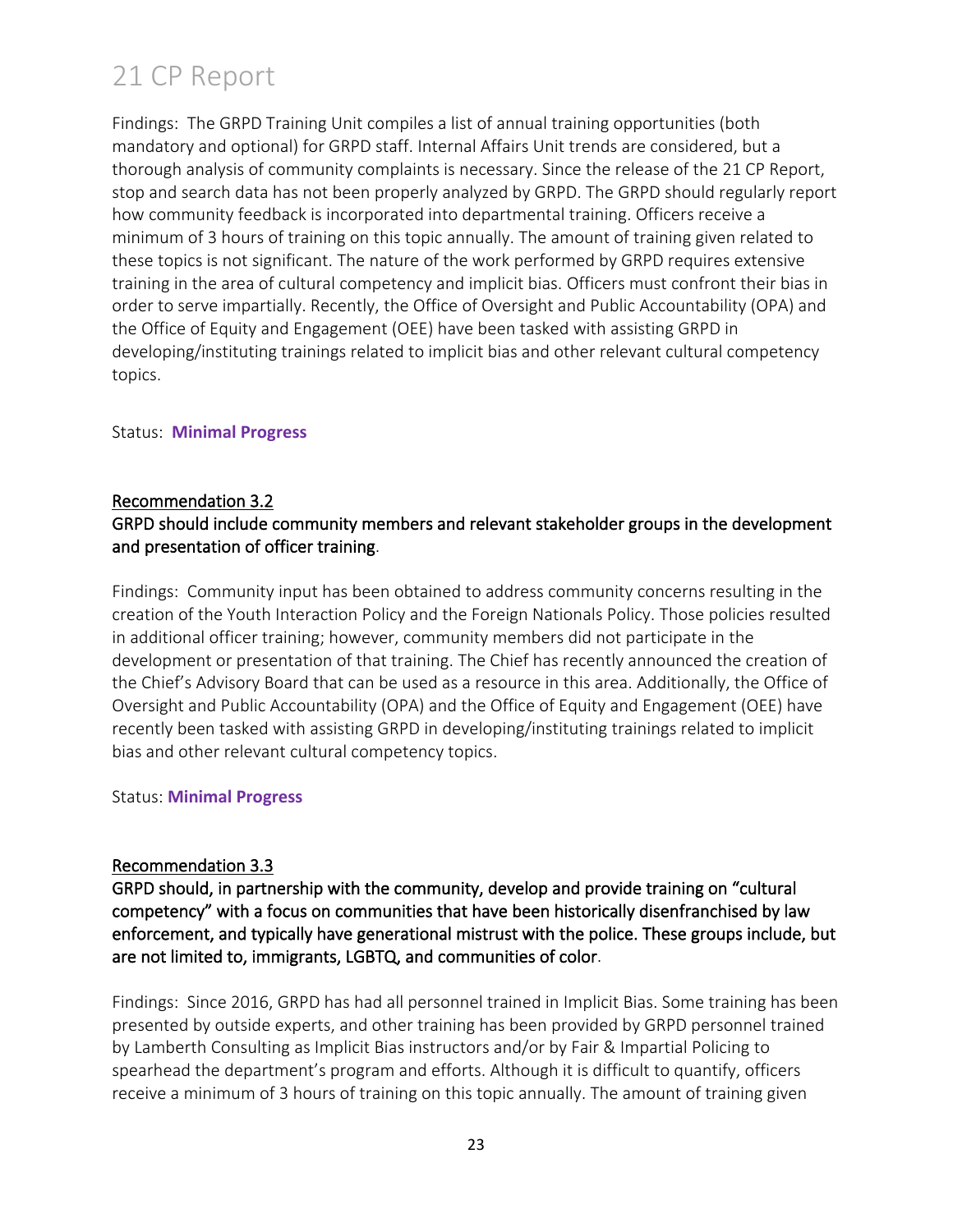Findings: The GRPD Training Unit compiles a list of annual training opportunities (both mandatory and optional) for GRPD staff. Internal Affairs Unit trends are considered, but a thorough analysis of community complaints is necessary. Since the release of the 21 CP Report, stop and search data has not been properly analyzed by GRPD. The GRPD should regularly report how community feedback is incorporated into departmental training. Officers receive a minimum of 3 hours of training on this topic annually. The amount of training given related to these topics is not significant. The nature of the work performed by GRPD requires extensive training in the area of cultural competency and implicit bias. Officers must confront their bias in order to serve impartially. Recently, the Office of Oversight and Public Accountability (OPA) and the Office of Equity and Engagement (OEE) have been tasked with assisting GRPD in developing/instituting trainings related to implicit bias and other relevant cultural competency topics.

Status: **Minimal Progress**

## Recommendation 3.2

**GRPD should include community members and relevant stakeholder groups in the development and presentation of officer training.**

Findings: Community input has been obtained to address community concerns resulting in the creation of the Youth Interaction Policy and the Foreign Nationals Policy. Those policies resulted in additional officer training; however, community members did not participate in the development or presentation of that training. The Chief has recently announced the creation of the Chief's Advisory Board that can be used as a resource in this area. Additionally, the Office of Oversight and Public Accountability (OPA) and the Office of Equity and Engagement (OEE) have recently been tasked with assisting GRPD in developing/instituting trainings related to implicit bias and other relevant cultural competency topics.

Status: **Minimal Progress**

## Recommendation 3.3

**GRPD should, in partnership with the community, develop and provide training on "cultural competency" with a focus on communities that have been historically disenfranchised by law enforcement, and typically have generational mistrust with the police. These groups include, but are not limited to, immigrants, LGBTQ, and communities of color.**

Findings: Since 2016, GRPD has had all personnel trained in Implicit Bias. Some training has been presented by outside experts, and other training has been provided by GRPD personnel trained by Lamberth Consulting as Implicit Bias instructors and/or by Fair & Impartial Policing to spearhead the department's program and efforts. Although it is difficult to quantify, officers receive a minimum of 3 hours of training on this topic annually. The amount of training given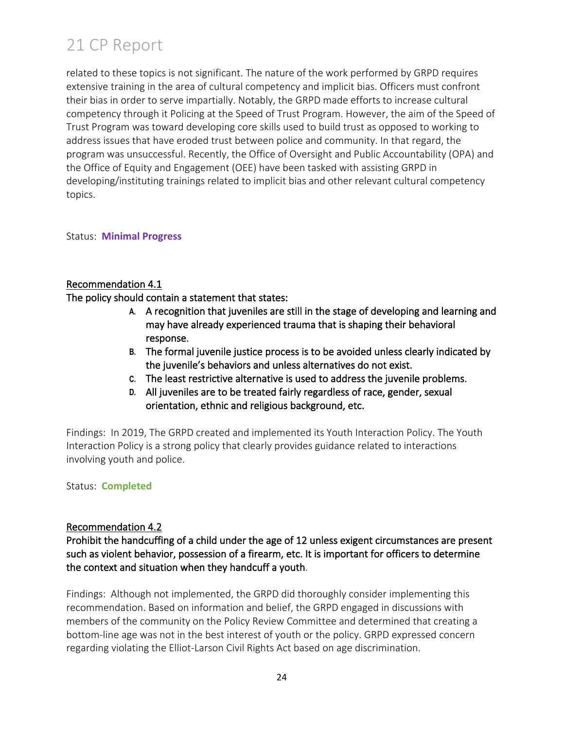related to these topics is not significant. The nature of the work performed by GRPD requires extensive training in the area of cultural competency and implicit bias. Officers must confront their bias in order to serve impartially. Notably, the GRPD made efforts to increase cultural competency through it Policing at the Speed of Trust Program. However, the aim of the Speed of Trust Program was toward developing core skills used to build trust as opposed to working to address issues that have eroded trust between police and community. In that regard, the program was unsuccessful. Recently, the Office of Oversight and Public Accountability (OPA) and the Office of Equity and Engagement (OEE) have been tasked with assisting GRPD in developing/instituting trainings related to implicit bias and other relevant cultural competency topics.

Status: **Minimal Progress**

<u>Recommendation 4.1</u>

The policy should contain a statement that states:

A. A recognition that juveniles are still in the stage of developing and learning and may have already experienced trauma that is shaping their behavioral response.
B. The formal juvenile justice process is to be avoided unless clearly indicated by the juvenile's behaviors and unless alternatives do not exist.
C. The least restrictive alternative is used to address the juvenile problems.
D. All juveniles are to be treated fairly regardless of race, gender, sexual orientation, ethnic and religious background, etc.

Findings: In 2019, The GRPD created and implemented its Youth Interaction Policy. The Youth Interaction Policy is a strong policy that clearly provides guidance related to interactions involving youth and police.

Status: **Completed**

<u>Recommendation 4.2</u>

Prohibit the handcuffing of a child under the age of 12 unless exigent circumstances are present such as violent behavior, possession of a firearm, etc. It is important for officers to determine the context and situation when they handcuff a youth.

Findings: Although not implemented, the GRPD did thoroughly consider implementing this recommendation. Based on information and belief, the GRPD engaged in discussions with members of the community on the Policy Review Committee and determined that creating a bottom-line age was not in the best interest of youth or the policy. GRPD expressed concern regarding violating the Elliot-Larson Civil Rights Act based on age discrimination.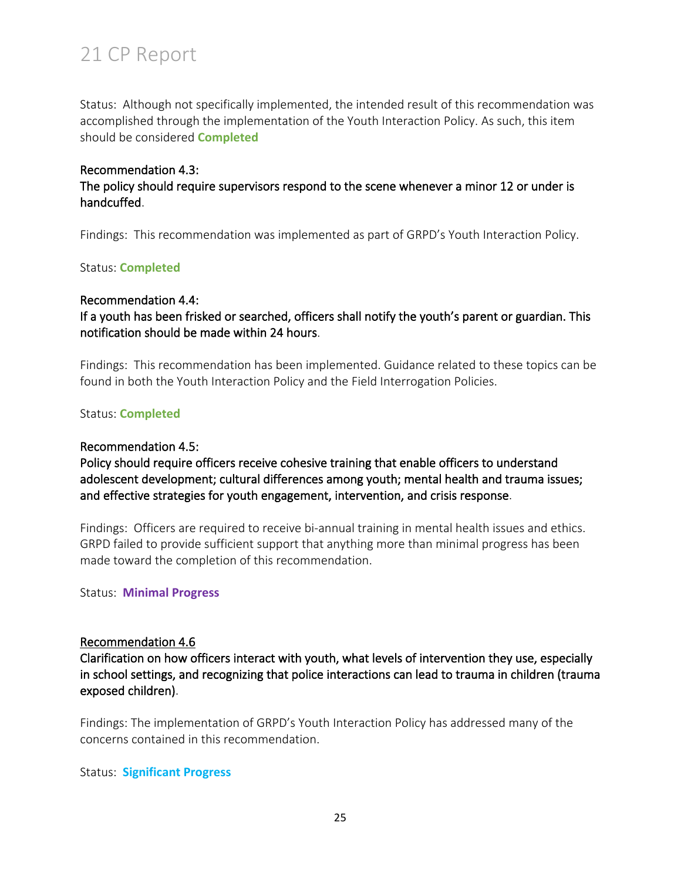Status: Although not specifically implemented, the intended result of this recommendation was accomplished through the implementation of the Youth Interaction Policy. As such, this item should be considered **Completed**

Recommendation 4.3:
The policy should require supervisors respond to the scene whenever a minor 12 or under is handcuffed.

Findings: This recommendation was implemented as part of GRPD's Youth Interaction Policy.

Status: **Completed**

Recommendation 4.4:
If a youth has been frisked or searched, officers shall notify the youth's parent or guardian. This notification should be made within 24 hours.

Findings: This recommendation has been implemented. Guidance related to these topics can be found in both the Youth Interaction Policy and the Field Interrogation Policies.

Status: **Completed**

Recommendation 4.5:
Policy should require officers receive cohesive training that enable officers to understand adolescent development; cultural differences among youth; mental health and trauma issues; and effective strategies for youth engagement, intervention, and crisis response.

Findings: Officers are required to receive bi-annual training in mental health issues and ethics. GRPD failed to provide sufficient support that anything more than minimal progress has been made toward the completion of this recommendation.

Status: **Minimal Progress**

Recommendation 4.6
Clarification on how officers interact with youth, what levels of intervention they use, especially in school settings, and recognizing that police interactions can lead to trauma in children (trauma exposed children).

Findings: The implementation of GRPD's Youth Interaction Policy has addressed many of the concerns contained in this recommendation.

Status: **Significant Progress**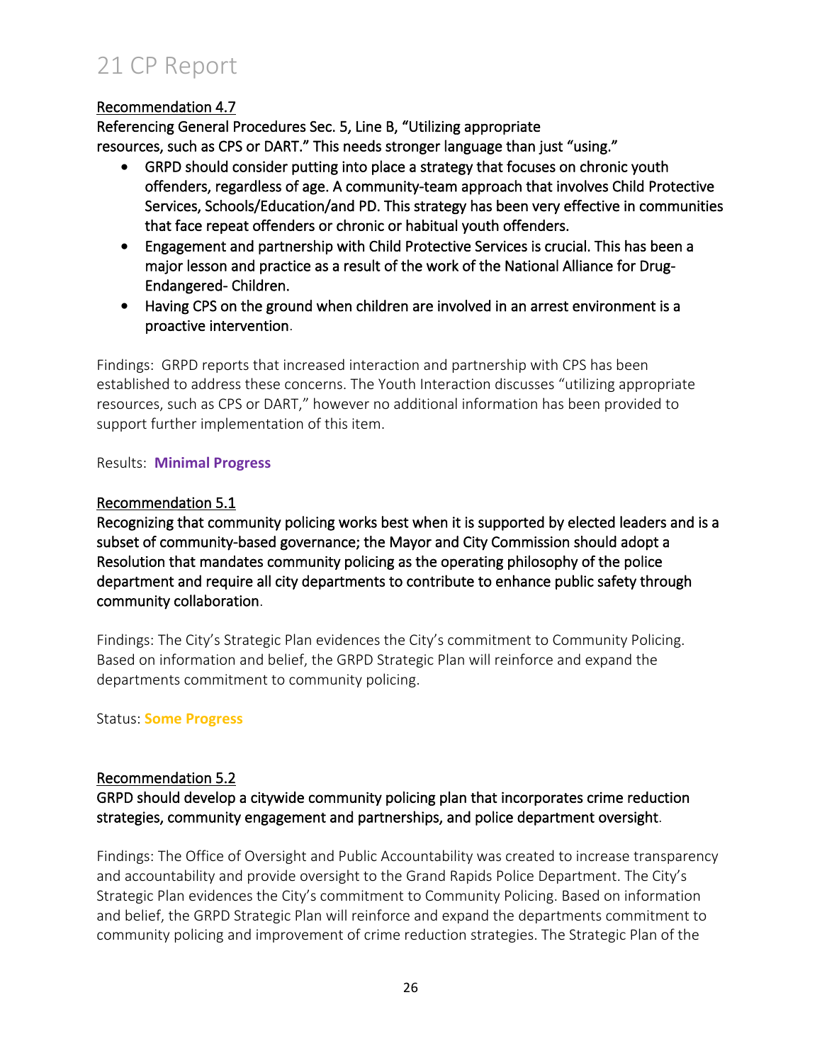<u>Recommendation 4.7</u>

**Referencing General Procedures Sec. 5, Line B, "Utilizing appropriate resources, such as CPS or DART." This needs stronger language than just "using."**

- **GRPD should consider putting into place a strategy that focuses on chronic youth offenders, regardless of age. A community-team approach that involves Child Protective Services, Schools/Education/and PD. This strategy has been very effective in communities that face repeat offenders or chronic or habitual youth offenders.**
- **Engagement and partnership with Child Protective Services is crucial. This has been a major lesson and practice as a result of the work of the National Alliance for Drug-Endangered- Children.**
- **Having CPS on the ground when children are involved in an arrest environment is a proactive intervention**.

Findings: GRPD reports that increased interaction and partnership with CPS has been established to address these concerns. The Youth Interaction discusses "utilizing appropriate resources, such as CPS or DART," however no additional information has been provided to support further implementation of this item.

Results: **Minimal Progress**

<u>Recommendation 5.1</u>

**Recognizing that community policing works best when it is supported by elected leaders and is a subset of community-based governance; the Mayor and City Commission should adopt a Resolution that mandates community policing as the operating philosophy of the police department and require all city departments to contribute to enhance public safety through community collaboration**.

Findings: The City's Strategic Plan evidences the City's commitment to Community Policing. Based on information and belief, the GRPD Strategic Plan will reinforce and expand the departments commitment to community policing.

Status: **Some Progress**

<u>Recommendation 5.2</u>

**GRPD should develop a citywide community policing plan that incorporates crime reduction strategies, community engagement and partnerships, and police department oversight**.

Findings: The Office of Oversight and Public Accountability was created to increase transparency and accountability and provide oversight to the Grand Rapids Police Department. The City's Strategic Plan evidences the City's commitment to Community Policing. Based on information and belief, the GRPD Strategic Plan will reinforce and expand the departments commitment to community policing and improvement of crime reduction strategies. The Strategic Plan of the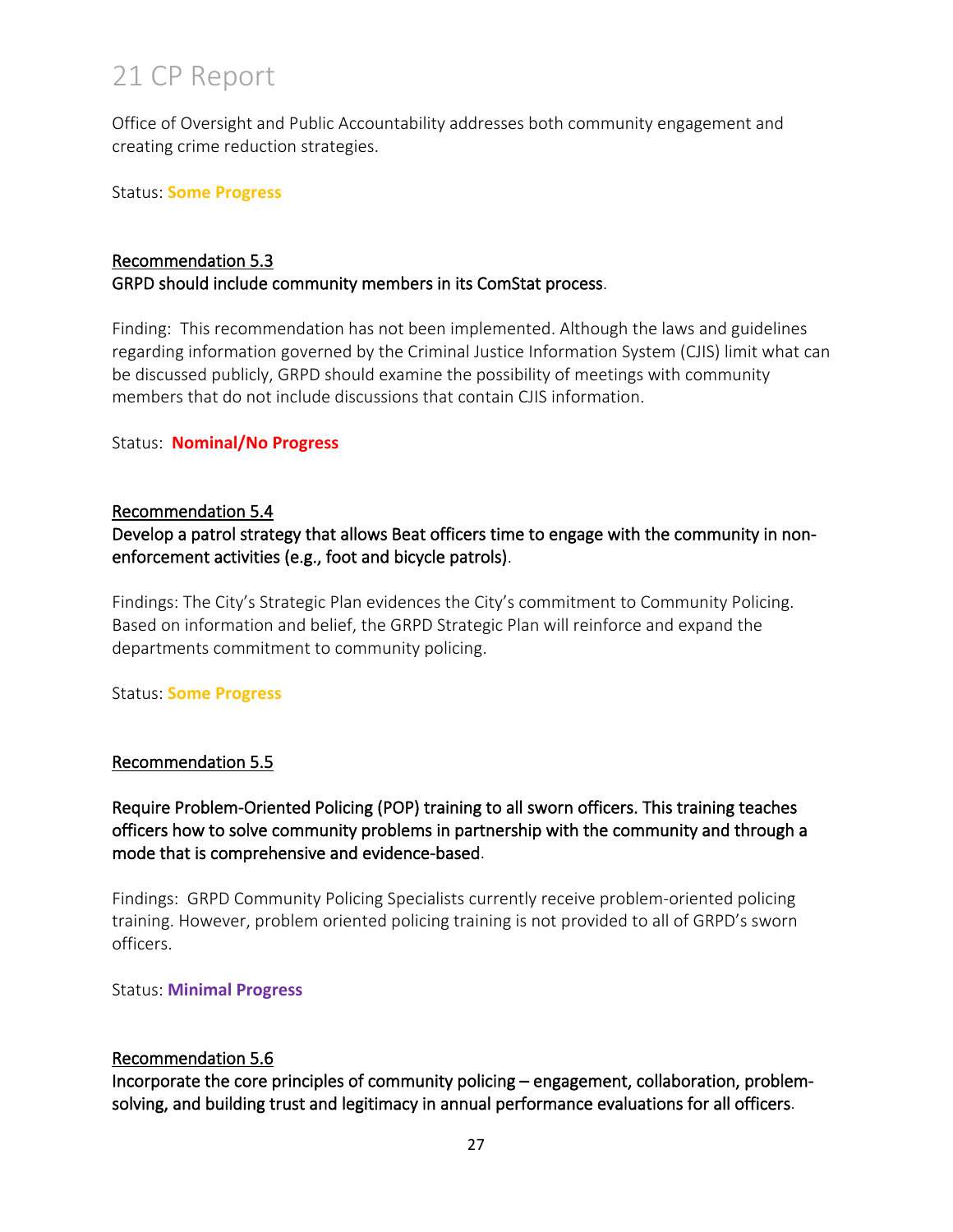Office of Oversight and Public Accountability addresses both community engagement and creating crime reduction strategies.

Status: **Some Progress**

Recommendation 5.3
**GRPD should include community members in its ComStat process**.

Finding: This recommendation has not been implemented. Although the laws and guidelines regarding information governed by the Criminal Justice Information System (CJIS) limit what can be discussed publicly, GRPD should examine the possibility of meetings with community members that do not include discussions that contain CJIS information.

Status: **Nominal/No Progress**

Recommendation 5.4
**Develop a patrol strategy that allows Beat officers time to engage with the community in non-enforcement activities (e.g., foot and bicycle patrols)**.

Findings: The City's Strategic Plan evidences the City's commitment to Community Policing. Based on information and belief, the GRPD Strategic Plan will reinforce and expand the departments commitment to community policing.

Status: **Some Progress**

Recommendation 5.5

**Require Problem-Oriented Policing (POP) training to all sworn officers. This training teaches officers how to solve community problems in partnership with the community and through a mode that is comprehensive and evidence-based**.

Findings: GRPD Community Policing Specialists currently receive problem-oriented policing training. However, problem oriented policing training is not provided to all of GRPD's sworn officers.

Status: **Minimal Progress**

Recommendation 5.6
**Incorporate the core principles of community policing – engagement, collaboration, problem-solving, and building trust and legitimacy in annual performance evaluations for all officers**.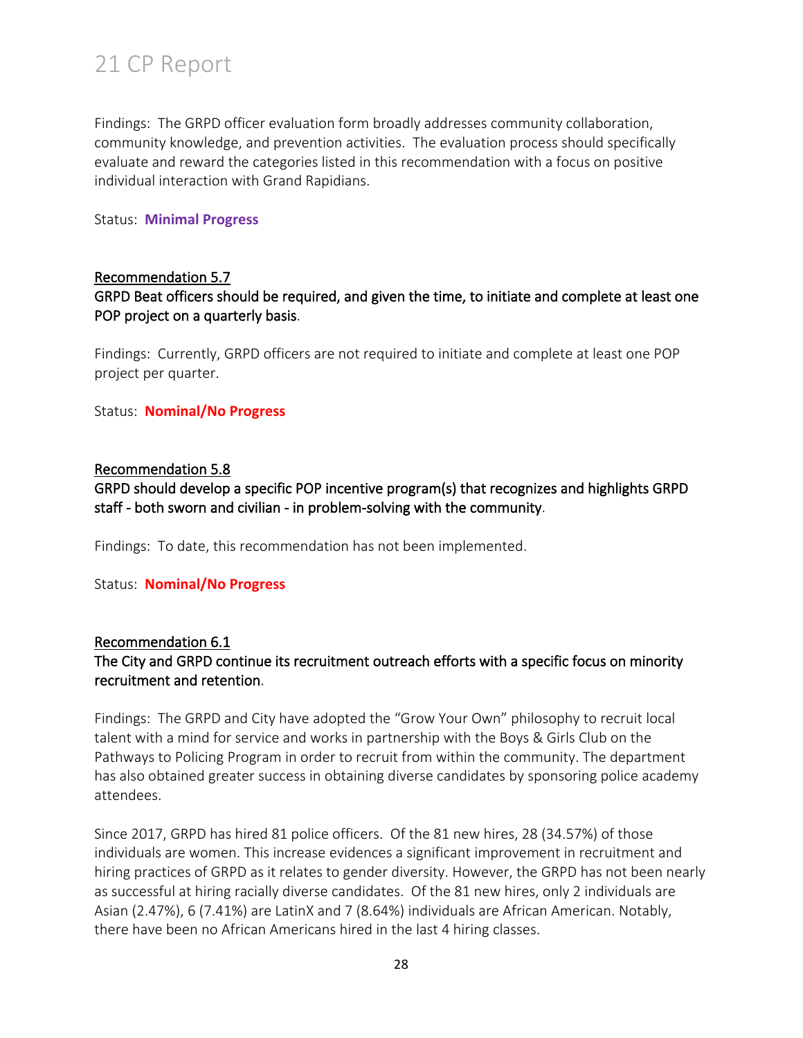Findings: The GRPD officer evaluation form broadly addresses community collaboration, community knowledge, and prevention activities. The evaluation process should specifically evaluate and reward the categories listed in this recommendation with a focus on positive individual interaction with Grand Rapidians.

Status: **Minimal Progress**

<u>Recommendation 5.7</u>

GRPD Beat officers should be required, and given the time, to initiate and complete at least one POP project on a quarterly basis.

Findings: Currently, GRPD officers are not required to initiate and complete at least one POP project per quarter.

Status: **Nominal/No Progress**

<u>Recommendation 5.8</u>

GRPD should develop a specific POP incentive program(s) that recognizes and highlights GRPD staff - both sworn and civilian - in problem-solving with the community.

Findings: To date, this recommendation has not been implemented.

Status: **Nominal/No Progress**

<u>Recommendation 6.1</u>

The City and GRPD continue its recruitment outreach efforts with a specific focus on minority recruitment and retention.

Findings: The GRPD and City have adopted the "Grow Your Own" philosophy to recruit local talent with a mind for service and works in partnership with the Boys & Girls Club on the Pathways to Policing Program in order to recruit from within the community. The department has also obtained greater success in obtaining diverse candidates by sponsoring police academy attendees.

Since 2017, GRPD has hired 81 police officers. Of the 81 new hires, 28 (34.57%) of those individuals are women. This increase evidences a significant improvement in recruitment and hiring practices of GRPD as it relates to gender diversity. However, the GRPD has not been nearly as successful at hiring racially diverse candidates. Of the 81 new hires, only 2 individuals are Asian (2.47%), 6 (7.41%) are LatinX and 7 (8.64%) individuals are African American. Notably, there have been no African Americans hired in the last 4 hiring classes.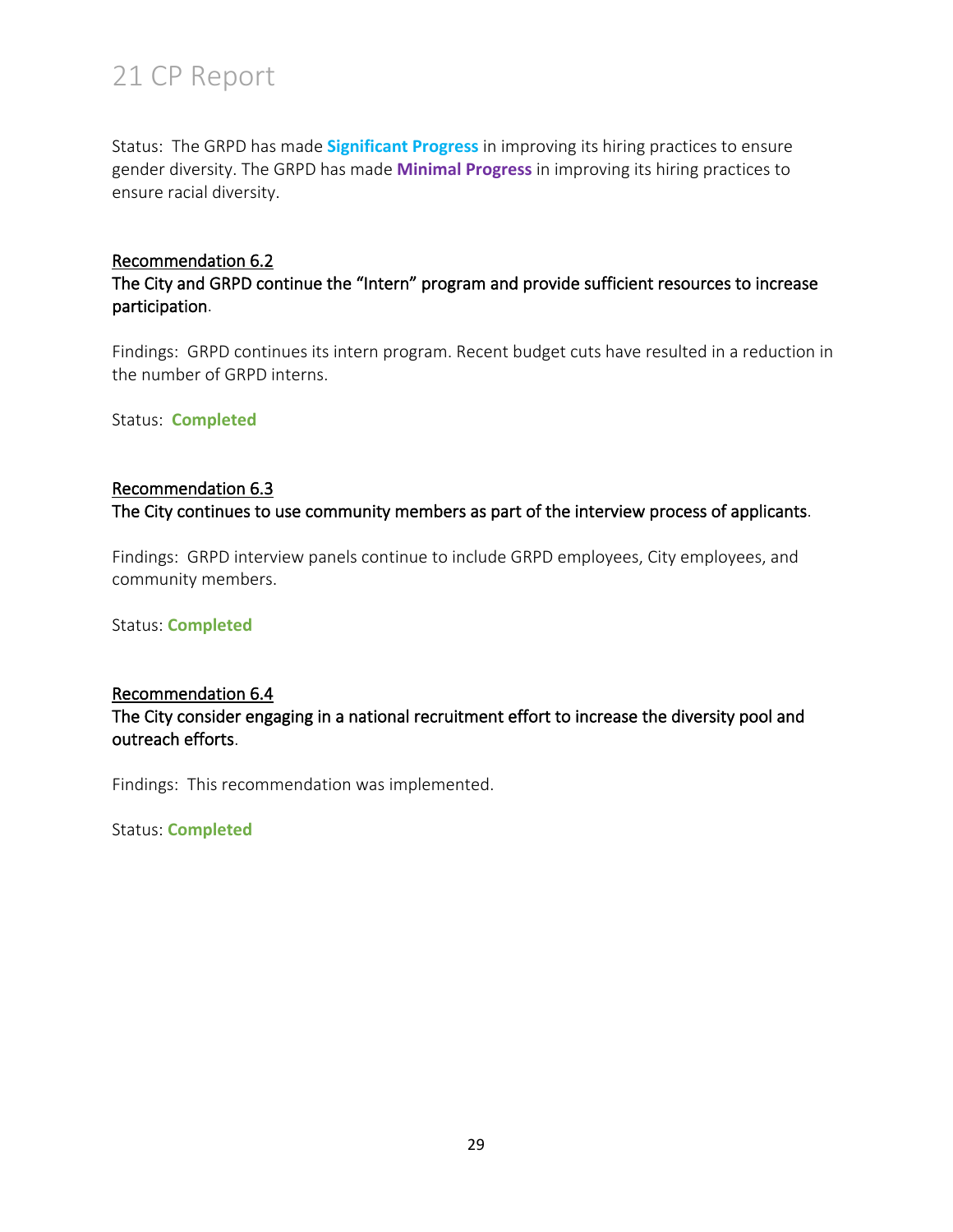Status: The GRPD has made **Significant Progress** in improving its hiring practices to ensure gender diversity. The GRPD has made **Minimal Progress** in improving its hiring practices to ensure racial diversity.

### Recommendation 6.2

**The City and GRPD continue the "Intern" program and provide sufficient resources to increase participation.**

Findings: GRPD continues its intern program. Recent budget cuts have resulted in a reduction in the number of GRPD interns.

Status: **Completed**

### Recommendation 6.3

**The City continues to use community members as part of the interview process of applicants.**

Findings: GRPD interview panels continue to include GRPD employees, City employees, and community members.

Status: **Completed**

### Recommendation 6.4

**The City consider engaging in a national recruitment effort to increase the diversity pool and outreach efforts.**

Findings: This recommendation was implemented.

Status: **Completed**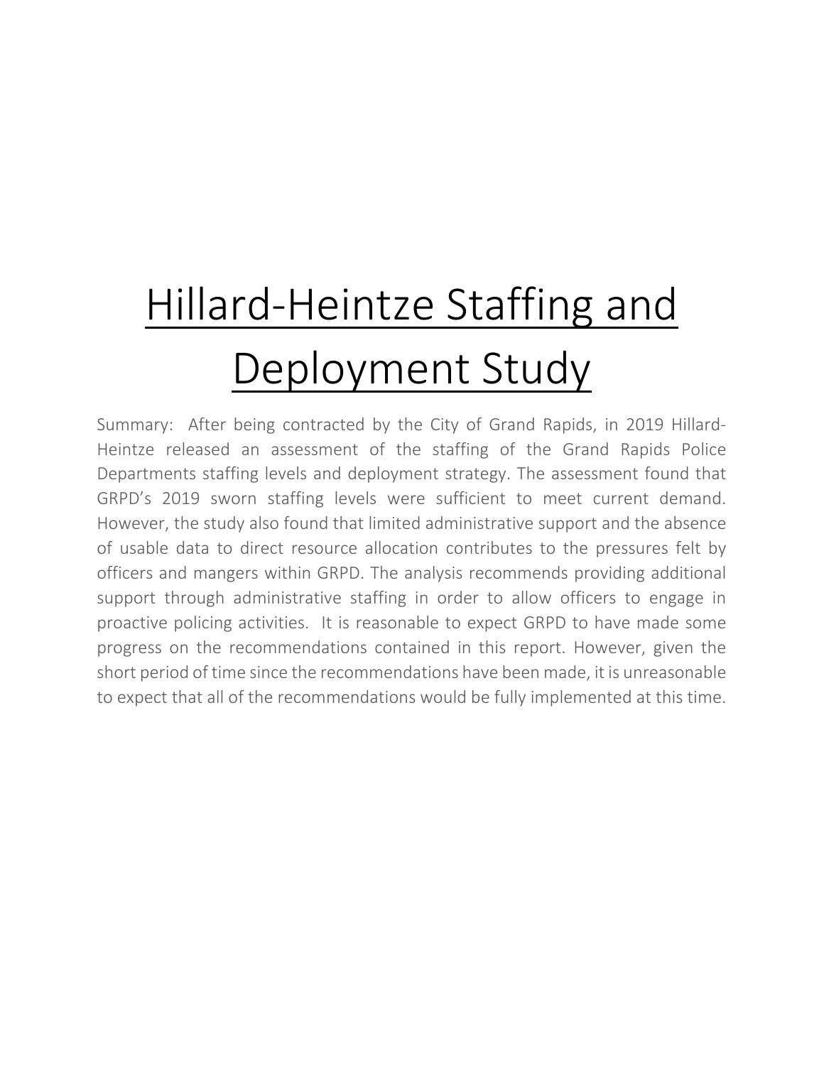# Hillard-Heintze Staffing and Deployment Study

Summary: After being contracted by the City of Grand Rapids, in 2019 Hillard-Heintze released an assessment of the staffing of the Grand Rapids Police Departments staffing levels and deployment strategy. The assessment found that GRPD's 2019 sworn staffing levels were sufficient to meet current demand. However, the study also found that limited administrative support and the absence of usable data to direct resource allocation contributes to the pressures felt by officers and mangers within GRPD. The analysis recommends providing additional support through administrative staffing in order to allow officers to engage in proactive policing activities. It is reasonable to expect GRPD to have made some progress on the recommendations contained in this report. However, given the short period of time since the recommendations have been made, it is unreasonable to expect that all of the recommendations would be fully implemented at this time.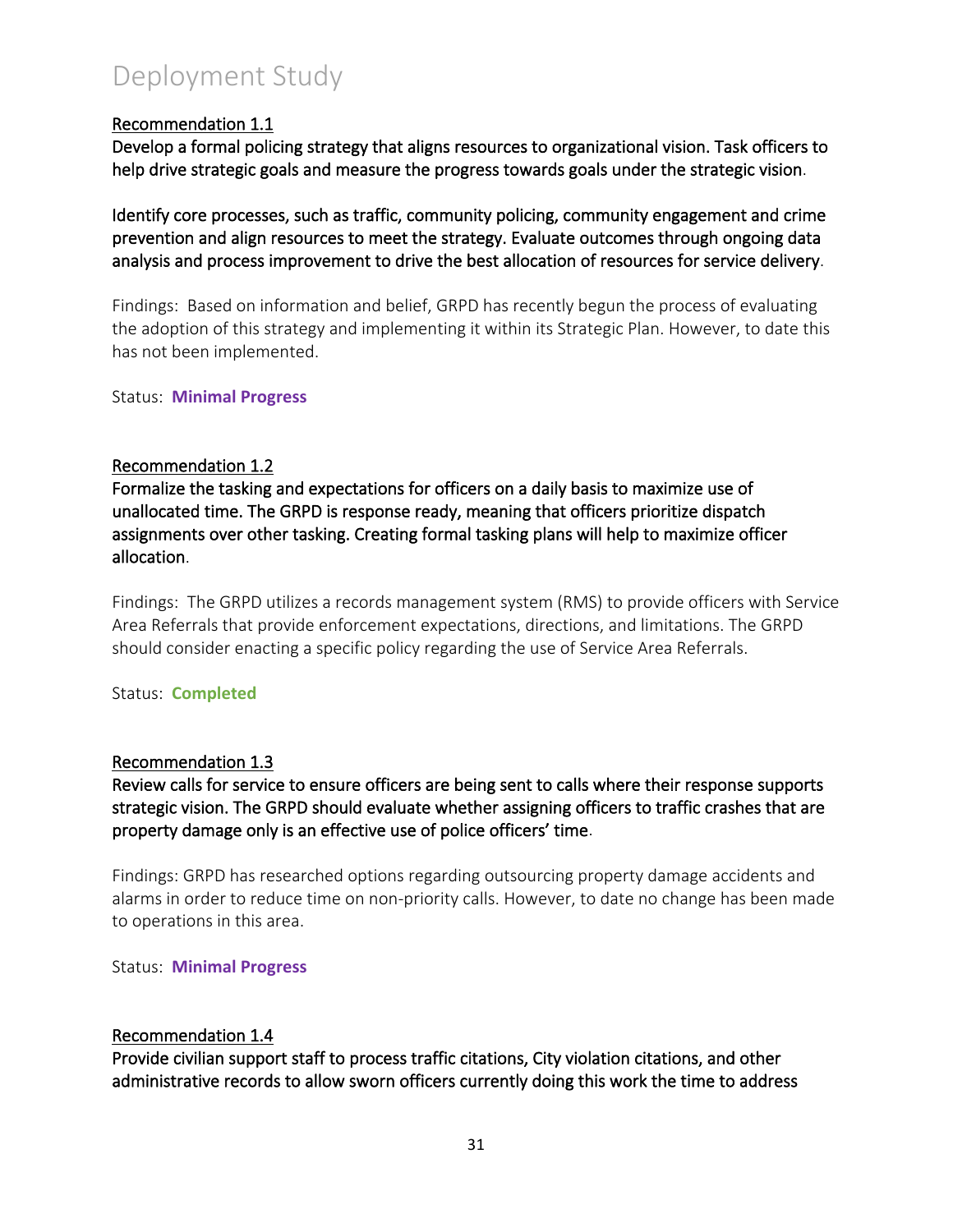# Deployment Study

<u>Recommendation 1.1</u>

Develop a formal policing strategy that aligns resources to organizational vision. Task officers to help drive strategic goals and measure the progress towards goals under the strategic vision.

Identify core processes, such as traffic, community policing, community engagement and crime prevention and align resources to meet the strategy. Evaluate outcomes through ongoing data analysis and process improvement to drive the best allocation of resources for service delivery.

Findings: Based on information and belief, GRPD has recently begun the process of evaluating the adoption of this strategy and implementing it within its Strategic Plan. However, to date this has not been implemented.

Status: **Minimal Progress**

<u>Recommendation 1.2</u>

Formalize the tasking and expectations for officers on a daily basis to maximize use of unallocated time. The GRPD is response ready, meaning that officers prioritize dispatch assignments over other tasking. Creating formal tasking plans will help to maximize officer allocation.

Findings: The GRPD utilizes a records management system (RMS) to provide officers with Service Area Referrals that provide enforcement expectations, directions, and limitations. The GRPD should consider enacting a specific policy regarding the use of Service Area Referrals.

Status: **Completed**

<u>Recommendation 1.3</u>

Review calls for service to ensure officers are being sent to calls where their response supports strategic vision. The GRPD should evaluate whether assigning officers to traffic crashes that are property damage only is an effective use of police officers' time.

Findings: GRPD has researched options regarding outsourcing property damage accidents and alarms in order to reduce time on non-priority calls. However, to date no change has been made to operations in this area.

Status: **Minimal Progress**

<u>Recommendation 1.4</u>

Provide civilian support staff to process traffic citations, City violation citations, and other administrative records to allow sworn officers currently doing this work the time to address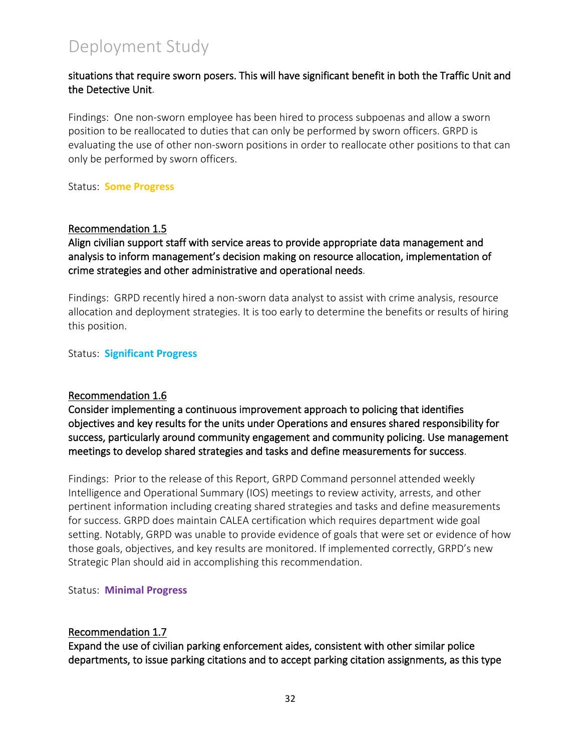**situations that require sworn posers. This will have significant benefit in both the Traffic Unit and the Detective Unit**.

Findings: One non-sworn employee has been hired to process subpoenas and allow a sworn position to be reallocated to duties that can only be performed by sworn officers. GRPD is evaluating the use of other non-sworn positions in order to reallocate other positions to that can only be performed by sworn officers.

Status: **Some Progress**

<u>Recommendation 1.5</u>

**Align civilian support staff with service areas to provide appropriate data management and analysis to inform management's decision making on resource allocation, implementation of crime strategies and other administrative and operational needs**.

Findings: GRPD recently hired a non-sworn data analyst to assist with crime analysis, resource allocation and deployment strategies. It is too early to determine the benefits or results of hiring this position.

Status: **Significant Progress**

<u>Recommendation 1.6</u>

**Consider implementing a continuous improvement approach to policing that identifies objectives and key results for the units under Operations and ensures shared responsibility for success, particularly around community engagement and community policing. Use management meetings to develop shared strategies and tasks and define measurements for success**.

Findings: Prior to the release of this Report, GRPD Command personnel attended weekly Intelligence and Operational Summary (IOS) meetings to review activity, arrests, and other pertinent information including creating shared strategies and tasks and define measurements for success. GRPD does maintain CALEA certification which requires department wide goal setting. Notably, GRPD was unable to provide evidence of goals that were set or evidence of how those goals, objectives, and key results are monitored. If implemented correctly, GRPD's new Strategic Plan should aid in accomplishing this recommendation.

Status: **Minimal Progress**

<u>Recommendation 1.7</u>

**Expand the use of civilian parking enforcement aides, consistent with other similar police departments, to issue parking citations and to accept parking citation assignments, as this type**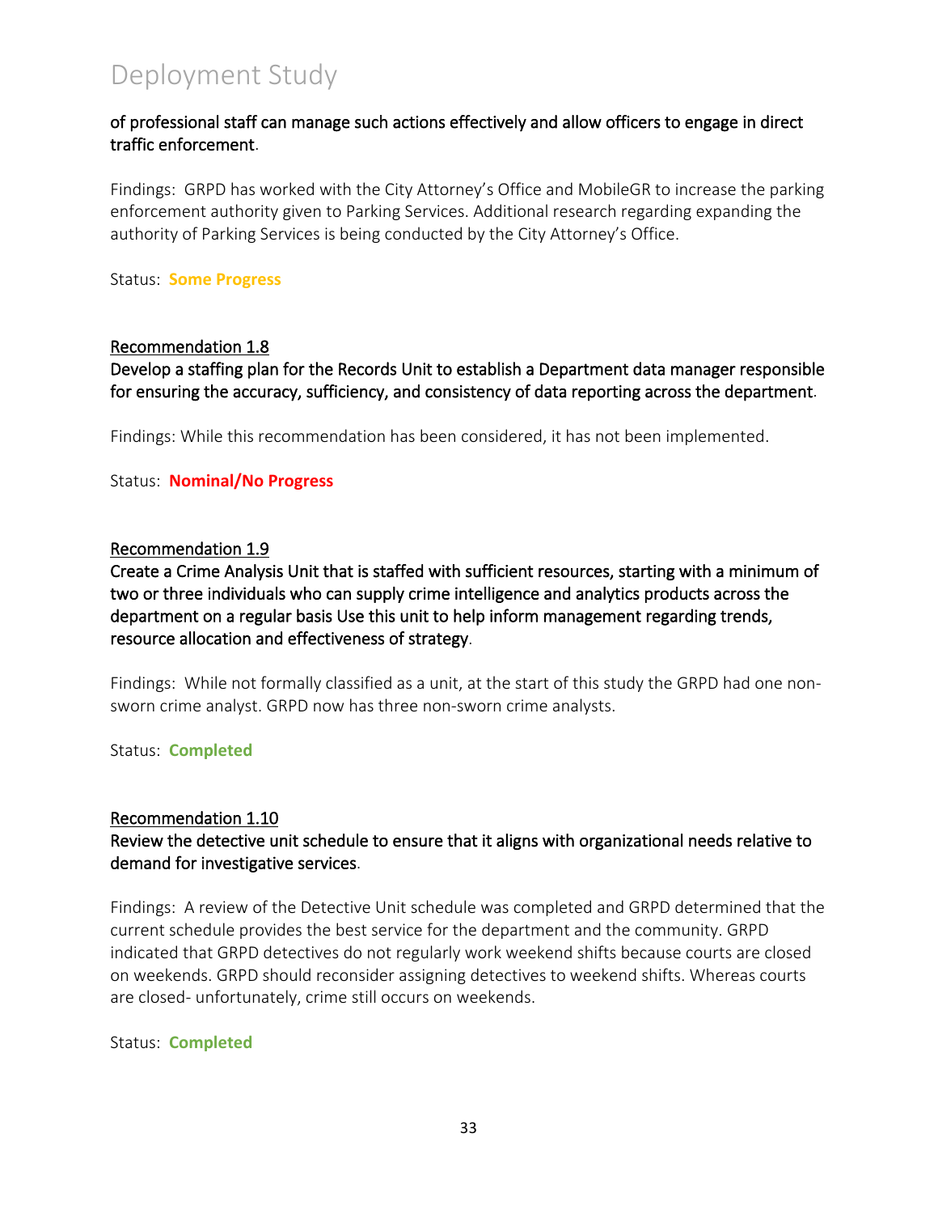of professional staff can manage such actions effectively and allow officers to engage in direct traffic enforcement.

Findings: GRPD has worked with the City Attorney's Office and MobileGR to increase the parking enforcement authority given to Parking Services. Additional research regarding expanding the authority of Parking Services is being conducted by the City Attorney's Office.

Status: **Some Progress**

<u>Recommendation 1.8</u>

Develop a staffing plan for the Records Unit to establish a Department data manager responsible for ensuring the accuracy, sufficiency, and consistency of data reporting across the department.

Findings: While this recommendation has been considered, it has not been implemented.

Status: **Nominal/No Progress**

<u>Recommendation 1.9</u>

Create a Crime Analysis Unit that is staffed with sufficient resources, starting with a minimum of two or three individuals who can supply crime intelligence and analytics products across the department on a regular basis Use this unit to help inform management regarding trends, resource allocation and effectiveness of strategy.

Findings: While not formally classified as a unit, at the start of this study the GRPD had one non-sworn crime analyst. GRPD now has three non-sworn crime analysts.

Status: **Completed**

<u>Recommendation 1.10</u>

Review the detective unit schedule to ensure that it aligns with organizational needs relative to demand for investigative services.

Findings: A review of the Detective Unit schedule was completed and GRPD determined that the current schedule provides the best service for the department and the community. GRPD indicated that GRPD detectives do not regularly work weekend shifts because courts are closed on weekends. GRPD should reconsider assigning detectives to weekend shifts. Whereas courts are closed- unfortunately, crime still occurs on weekends.

Status: **Completed**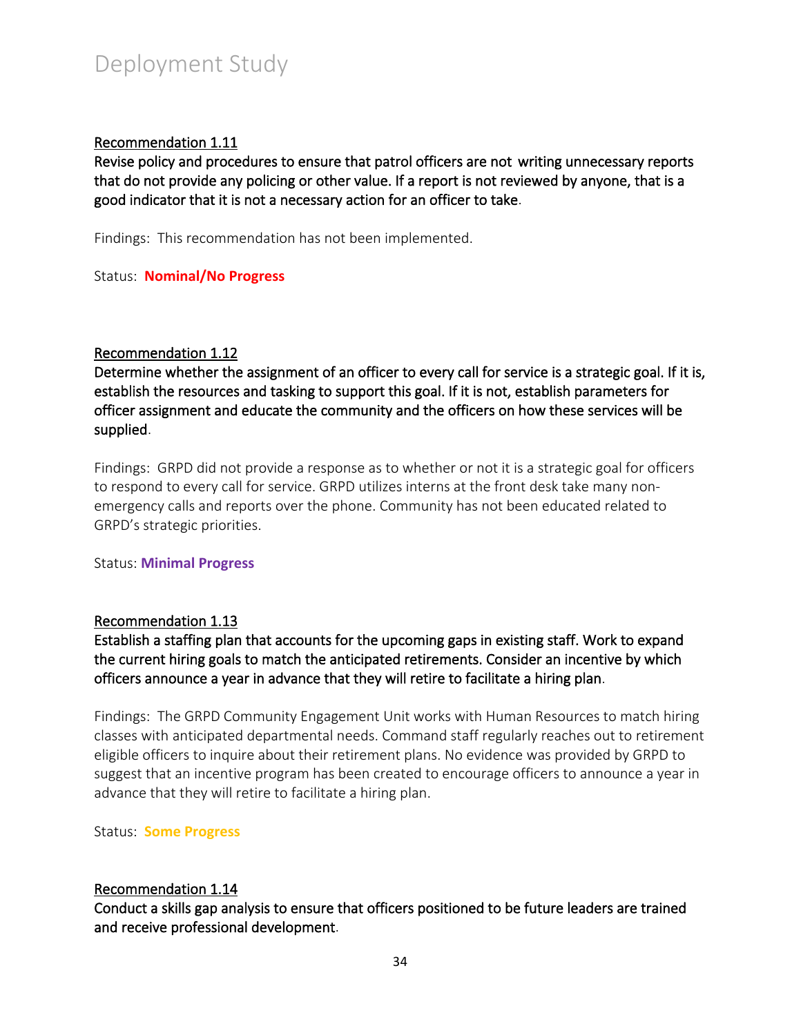Recommendation 1.11

**Revise policy and procedures to ensure that patrol officers are not writing unnecessary reports that do not provide any policing or other value. If a report is not reviewed by anyone, that is a good indicator that it is not a necessary action for an officer to take.**

Findings: This recommendation has not been implemented.

Status: **Nominal/No Progress**

Recommendation 1.12

**Determine whether the assignment of an officer to every call for service is a strategic goal. If it is, establish the resources and tasking to support this goal. If it is not, establish parameters for officer assignment and educate the community and the officers on how these services will be supplied.**

Findings: GRPD did not provide a response as to whether or not it is a strategic goal for officers to respond to every call for service. GRPD utilizes interns at the front desk take many non-emergency calls and reports over the phone. Community has not been educated related to GRPD's strategic priorities.

Status: **Minimal Progress**

Recommendation 1.13

**Establish a staffing plan that accounts for the upcoming gaps in existing staff. Work to expand the current hiring goals to match the anticipated retirements. Consider an incentive by which officers announce a year in advance that they will retire to facilitate a hiring plan.**

Findings: The GRPD Community Engagement Unit works with Human Resources to match hiring classes with anticipated departmental needs. Command staff regularly reaches out to retirement eligible officers to inquire about their retirement plans. No evidence was provided by GRPD to suggest that an incentive program has been created to encourage officers to announce a year in advance that they will retire to facilitate a hiring plan.

Status: **Some Progress**

Recommendation 1.14

**Conduct a skills gap analysis to ensure that officers positioned to be future leaders are trained and receive professional development.**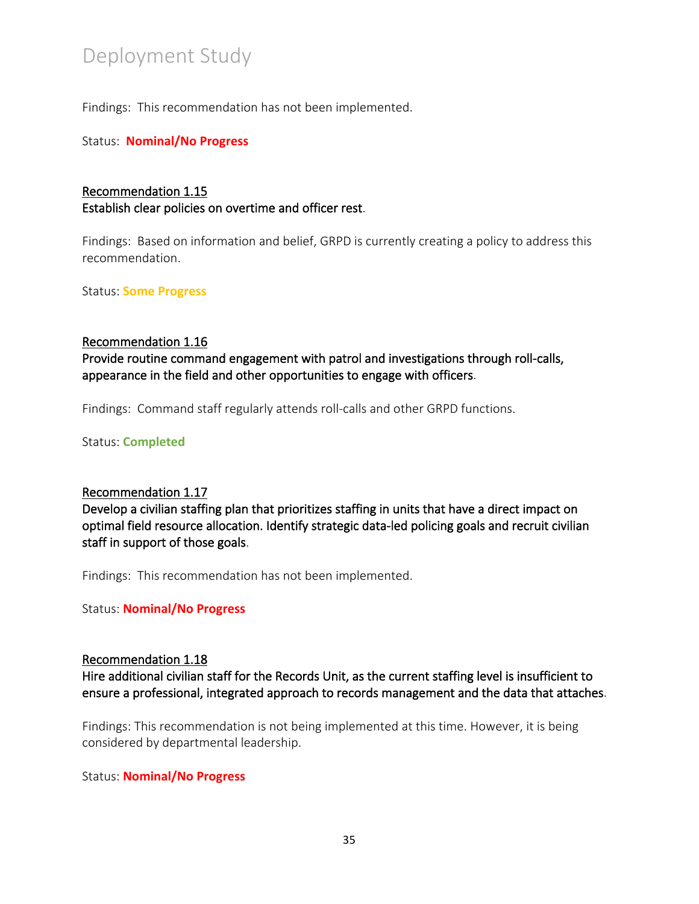Findings: This recommendation has not been implemented.

Status: **Nominal/No Progress**

Recommendation 1.15

**Establish clear policies on overtime and officer rest.**

Findings: Based on information and belief, GRPD is currently creating a policy to address this recommendation.

Status: **Some Progress**

Recommendation 1.16

**Provide routine command engagement with patrol and investigations through roll-calls, appearance in the field and other opportunities to engage with officers.**

Findings: Command staff regularly attends roll-calls and other GRPD functions.

Status: **Completed**

Recommendation 1.17

**Develop a civilian staffing plan that prioritizes staffing in units that have a direct impact on optimal field resource allocation. Identify strategic data-led policing goals and recruit civilian staff in support of those goals.**

Findings: This recommendation has not been implemented.

Status: **Nominal/No Progress**

Recommendation 1.18

**Hire additional civilian staff for the Records Unit, as the current staffing level is insufficient to ensure a professional, integrated approach to records management and the data that attaches.**

Findings: This recommendation is not being implemented at this time. However, it is being considered by departmental leadership.

Status: **Nominal/No Progress**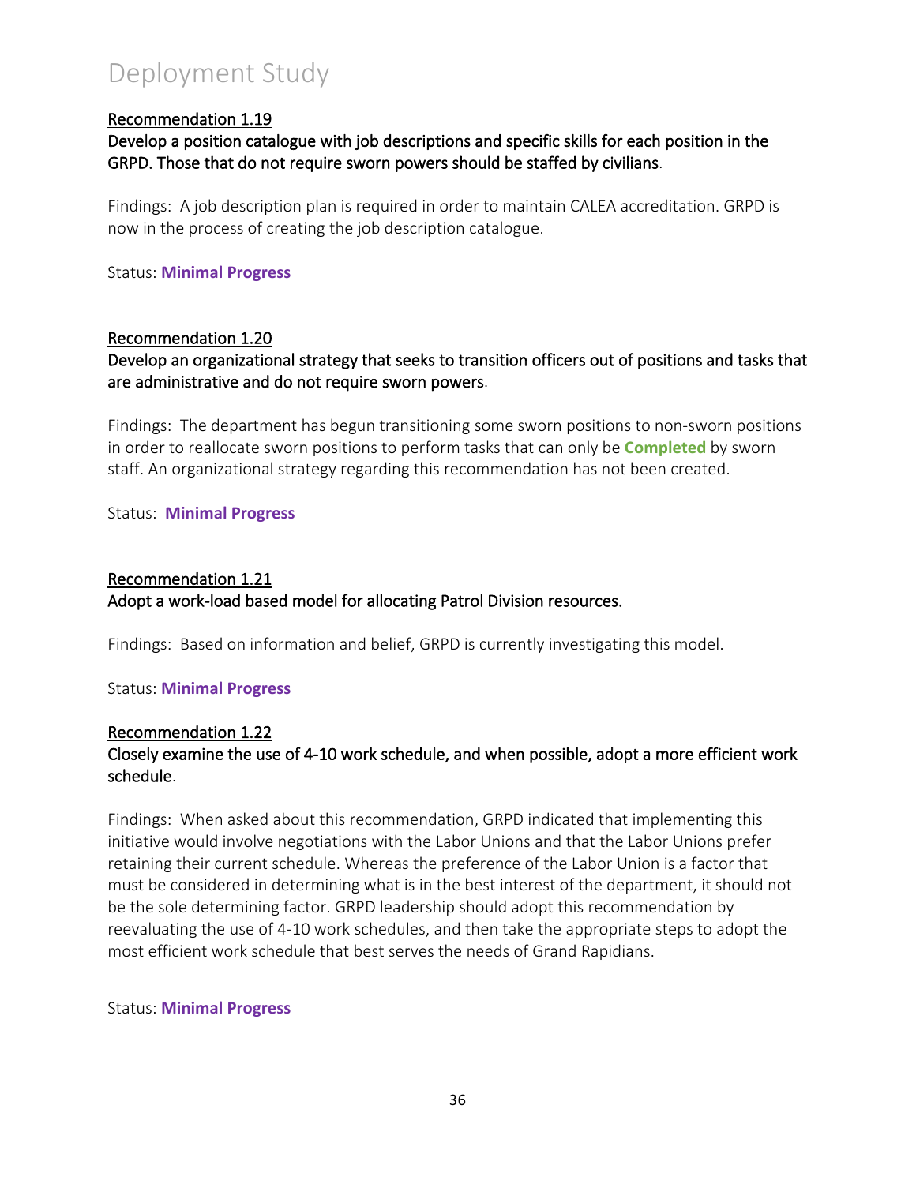# Deployment Study

<u>Recommendation 1.19</u>

**Develop a position catalogue with job descriptions and specific skills for each position in the GRPD. Those that do not require sworn powers should be staffed by civilians.**

Findings: A job description plan is required in order to maintain CALEA accreditation. GRPD is now in the process of creating the job description catalogue.

Status: **Minimal Progress**

<u>Recommendation 1.20</u>

**Develop an organizational strategy that seeks to transition officers out of positions and tasks that are administrative and do not require sworn powers.**

Findings: The department has begun transitioning some sworn positions to non-sworn positions in order to reallocate sworn positions to perform tasks that can only be **Completed** by sworn staff. An organizational strategy regarding this recommendation has not been created.

Status: **Minimal Progress**

<u>Recommendation 1.21</u>

**Adopt a work-load based model for allocating Patrol Division resources.**

Findings: Based on information and belief, GRPD is currently investigating this model.

Status: **Minimal Progress**

<u>Recommendation 1.22</u>

**Closely examine the use of 4-10 work schedule, and when possible, adopt a more efficient work schedule.**

Findings: When asked about this recommendation, GRPD indicated that implementing this initiative would involve negotiations with the Labor Unions and that the Labor Unions prefer retaining their current schedule. Whereas the preference of the Labor Union is a factor that must be considered in determining what is in the best interest of the department, it should not be the sole determining factor. GRPD leadership should adopt this recommendation by reevaluating the use of 4-10 work schedules, and then take the appropriate steps to adopt the most efficient work schedule that best serves the needs of Grand Rapidians.

Status: **Minimal Progress**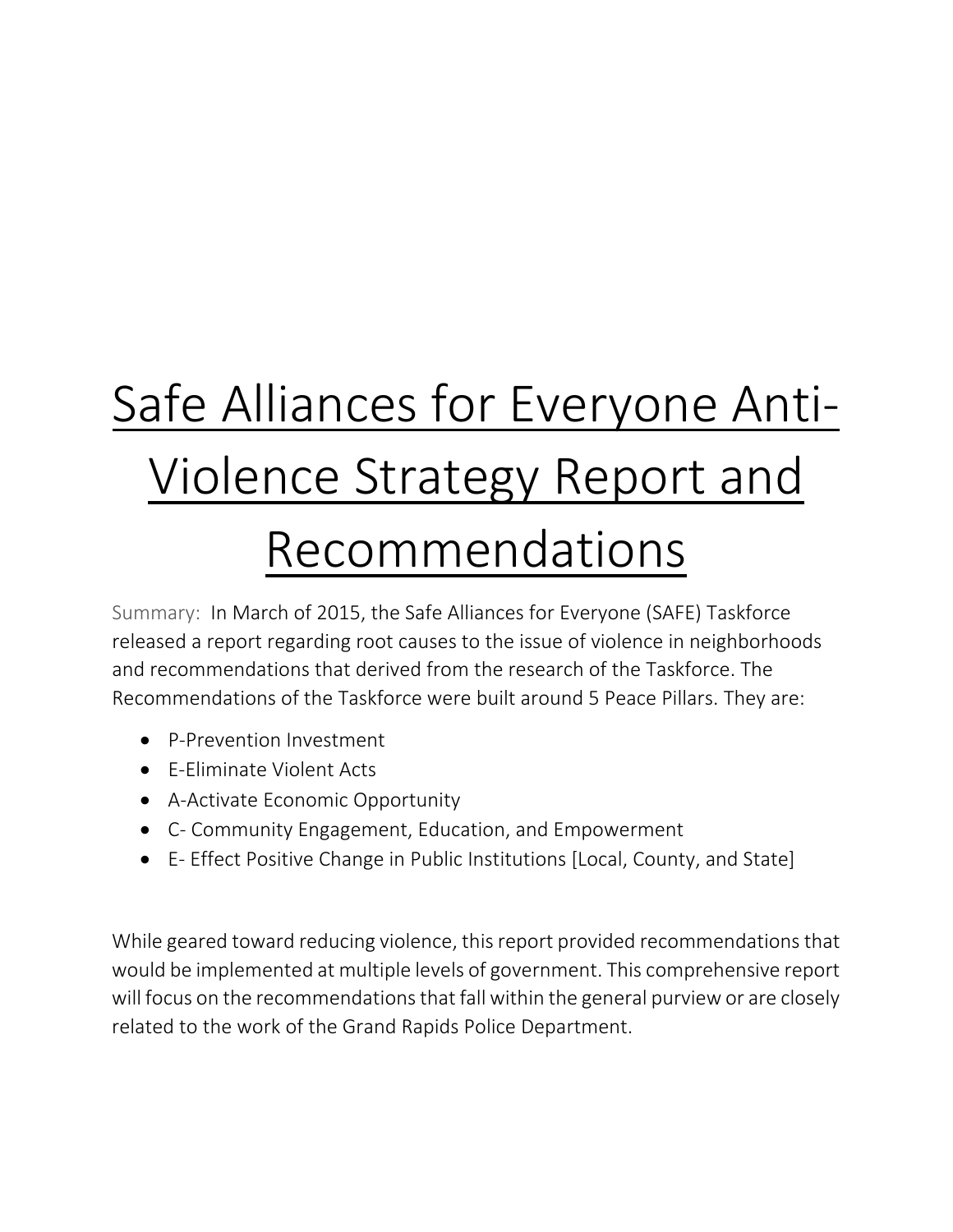# Safe Alliances for Everyone Anti-Violence Strategy Report and Recommendations

Summary: In March of 2015, the Safe Alliances for Everyone (SAFE) Taskforce released a report regarding root causes to the issue of violence in neighborhoods and recommendations that derived from the research of the Taskforce. The Recommendations of the Taskforce were built around 5 Peace Pillars. They are:

- P-Prevention Investment
- E-Eliminate Violent Acts
- A-Activate Economic Opportunity
- C- Community Engagement, Education, and Empowerment
- E- Effect Positive Change in Public Institutions [Local, County, and State]

While geared toward reducing violence, this report provided recommendations that would be implemented at multiple levels of government. This comprehensive report will focus on the recommendations that fall within the general purview or are closely related to the work of the Grand Rapids Police Department.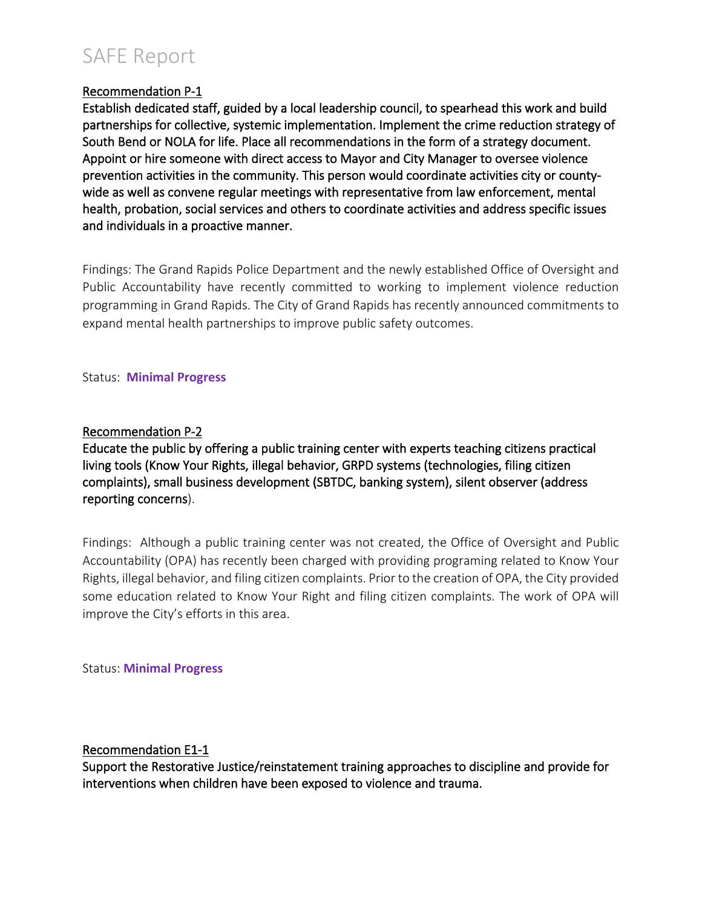# SAFE Report

<u>Recommendation P-1</u>

**Establish dedicated staff, guided by a local leadership council, to spearhead this work and build partnerships for collective, systemic implementation. Implement the crime reduction strategy of South Bend or NOLA for life. Place all recommendations in the form of a strategy document. Appoint or hire someone with direct access to Mayor and City Manager to oversee violence prevention activities in the community. This person would coordinate activities city or county-wide as well as convene regular meetings with representative from law enforcement, mental health, probation, social services and others to coordinate activities and address specific issues and individuals in a proactive manner.**

Findings: The Grand Rapids Police Department and the newly established Office of Oversight and Public Accountability have recently committed to working to implement violence reduction programming in Grand Rapids. The City of Grand Rapids has recently announced commitments to expand mental health partnerships to improve public safety outcomes.

Status: **Minimal Progress**

<u>Recommendation P-2</u>

**Educate the public by offering a public training center with experts teaching citizens practical living tools (Know Your Rights, illegal behavior, GRPD systems (technologies, filing citizen complaints), small business development (SBTDC, banking system), silent observer (address reporting concerns**).

Findings: Although a public training center was not created, the Office of Oversight and Public Accountability (OPA) has recently been charged with providing programing related to Know Your Rights, illegal behavior, and filing citizen complaints. Prior to the creation of OPA, the City provided some education related to Know Your Right and filing citizen complaints. The work of OPA will improve the City's efforts in this area.

Status: **Minimal Progress**

<u>Recommendation E1-1</u>

**Support the Restorative Justice/reinstatement training approaches to discipline and provide for interventions when children have been exposed to violence and trauma.**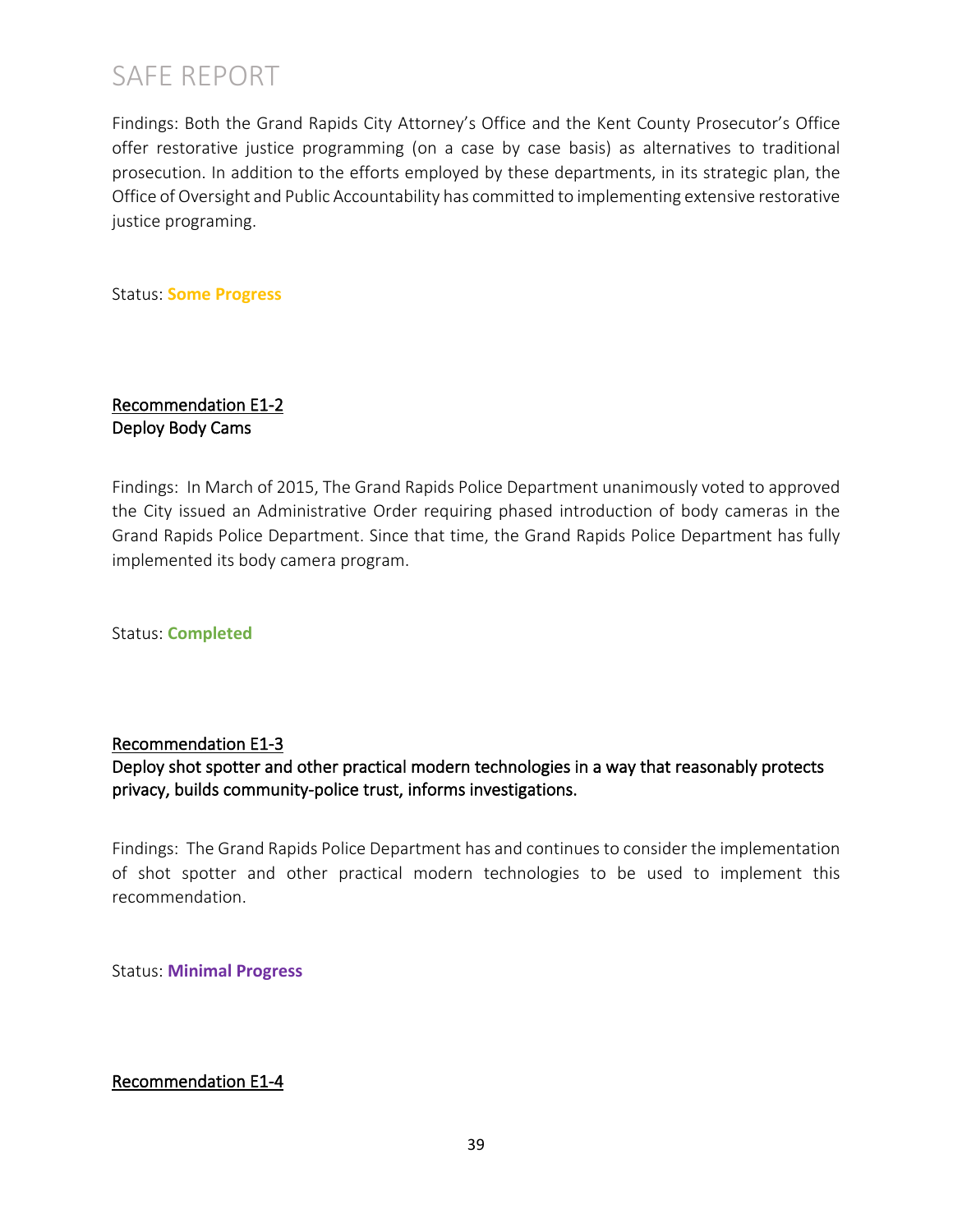Findings: Both the Grand Rapids City Attorney's Office and the Kent County Prosecutor's Office offer restorative justice programming (on a case by case basis) as alternatives to traditional prosecution. In addition to the efforts employed by these departments, in its strategic plan, the Office of Oversight and Public Accountability has committed to implementing extensive restorative justice programing.

Status: **Some Progress**

<u>Recommendation E1-2</u>
Deploy Body Cams

Findings: In March of 2015, The Grand Rapids Police Department unanimously voted to approved the City issued an Administrative Order requiring phased introduction of body cameras in the Grand Rapids Police Department. Since that time, the Grand Rapids Police Department has fully implemented its body camera program.

Status: **Completed**

<u>Recommendation E1-3</u>
Deploy shot spotter and other practical modern technologies in a way that reasonably protects privacy, builds community-police trust, informs investigations.

Findings: The Grand Rapids Police Department has and continues to consider the implementation of shot spotter and other practical modern technologies to be used to implement this recommendation.

Status: **Minimal Progress**

<u>Recommendation E1-4</u>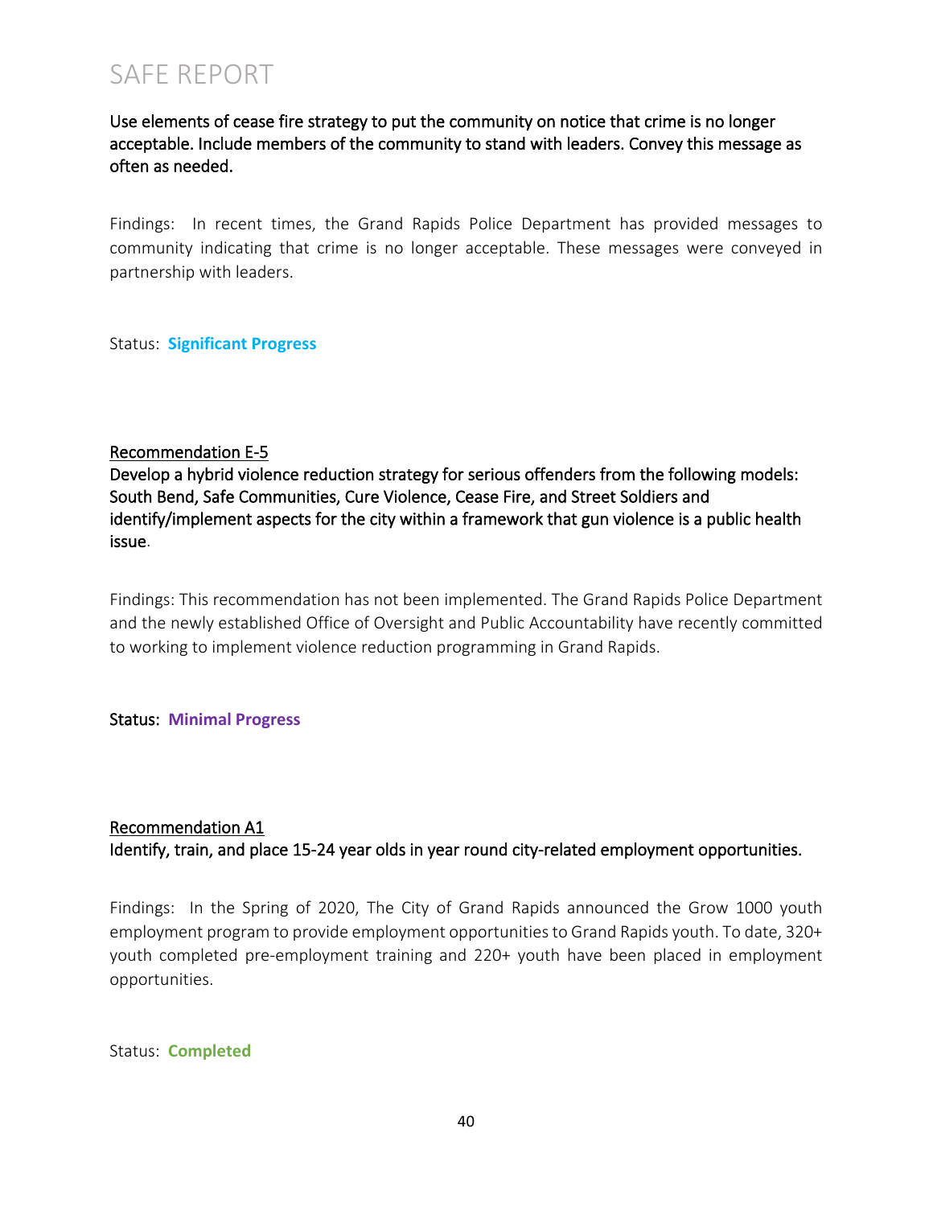**Use elements of cease fire strategy to put the community on notice that crime is no longer acceptable. Include members of the community to stand with leaders. Convey this message as often as needed.**

Findings: In recent times, the Grand Rapids Police Department has provided messages to community indicating that crime is no longer acceptable. These messages were conveyed in partnership with leaders.

Status: **Significant Progress**

**Recommendation E-5**

**Develop a hybrid violence reduction strategy for serious offenders from the following models: South Bend, Safe Communities, Cure Violence, Cease Fire, and Street Soldiers and identify/implement aspects for the city within a framework that gun violence is a public health issue.**

Findings: This recommendation has not been implemented. The Grand Rapids Police Department and the newly established Office of Oversight and Public Accountability have recently committed to working to implement violence reduction programming in Grand Rapids.

Status: **Minimal Progress**

**Recommendation A1**

**Identify, train, and place 15-24 year olds in year round city-related employment opportunities.**

Findings: In the Spring of 2020, The City of Grand Rapids announced the Grow 1000 youth employment program to provide employment opportunities to Grand Rapids youth. To date, 320+ youth completed pre-employment training and 220+ youth have been placed in employment opportunities.

Status: **Completed**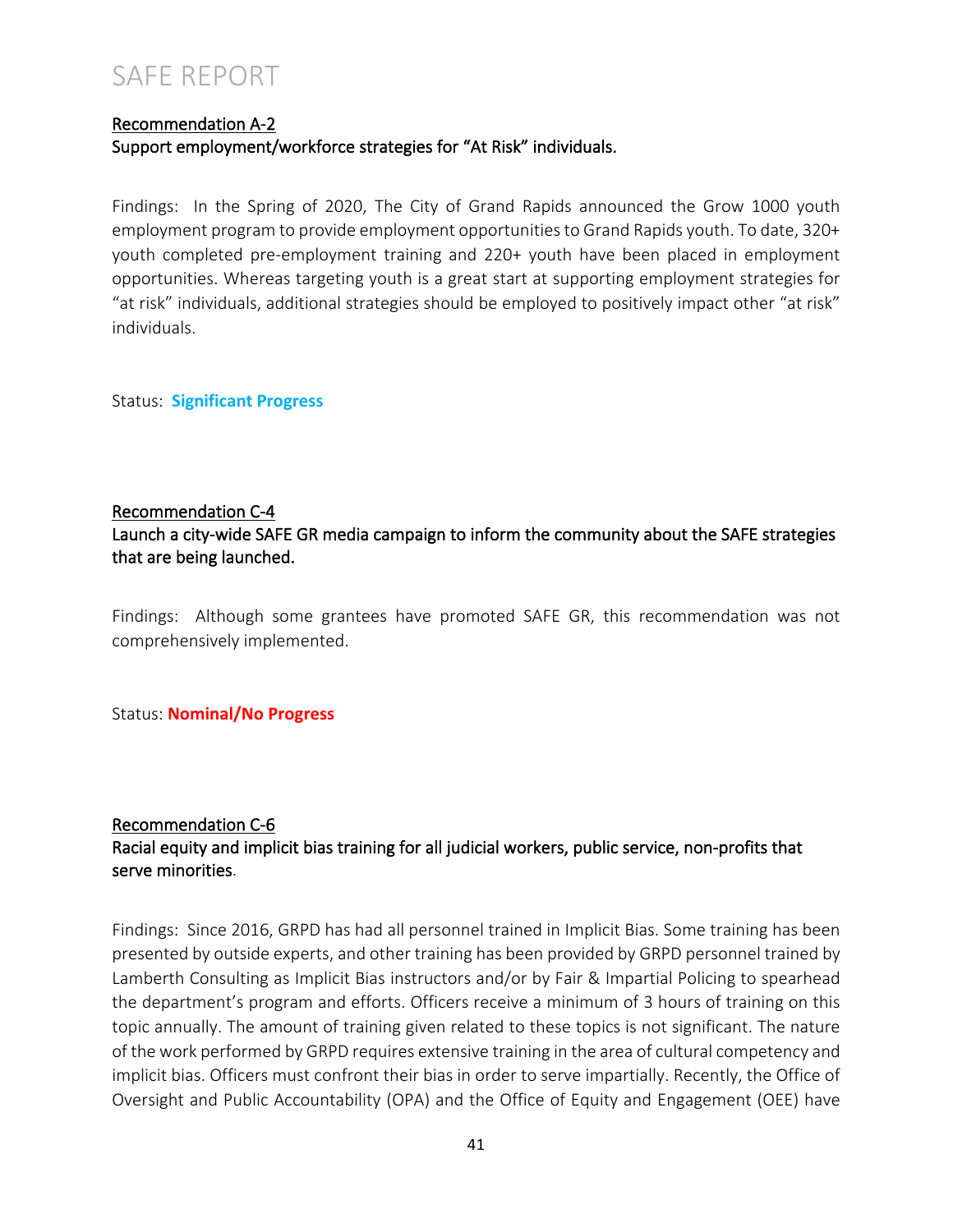Recommendation A-2

**Support employment/workforce strategies for "At Risk" individuals.**

Findings: In the Spring of 2020, The City of Grand Rapids announced the Grow 1000 youth employment program to provide employment opportunities to Grand Rapids youth. To date, 320+ youth completed pre-employment training and 220+ youth have been placed in employment opportunities. Whereas targeting youth is a great start at supporting employment strategies for "at risk" individuals, additional strategies should be employed to positively impact other "at risk" individuals.

Status: **Significant Progress**

Recommendation C-4

**Launch a city-wide SAFE GR media campaign to inform the community about the SAFE strategies that are being launched.**

Findings: Although some grantees have promoted SAFE GR, this recommendation was not comprehensively implemented.

Status: **Nominal/No Progress**

Recommendation C-6

**Racial equity and implicit bias training for all judicial workers, public service, non-profits that serve minorities**.

Findings: Since 2016, GRPD has had all personnel trained in Implicit Bias. Some training has been presented by outside experts, and other training has been provided by GRPD personnel trained by Lamberth Consulting as Implicit Bias instructors and/or by Fair & Impartial Policing to spearhead the department's program and efforts. Officers receive a minimum of 3 hours of training on this topic annually. The amount of training given related to these topics is not significant. The nature of the work performed by GRPD requires extensive training in the area of cultural competency and implicit bias. Officers must confront their bias in order to serve impartially. Recently, the Office of Oversight and Public Accountability (OPA) and the Office of Equity and Engagement (OEE) have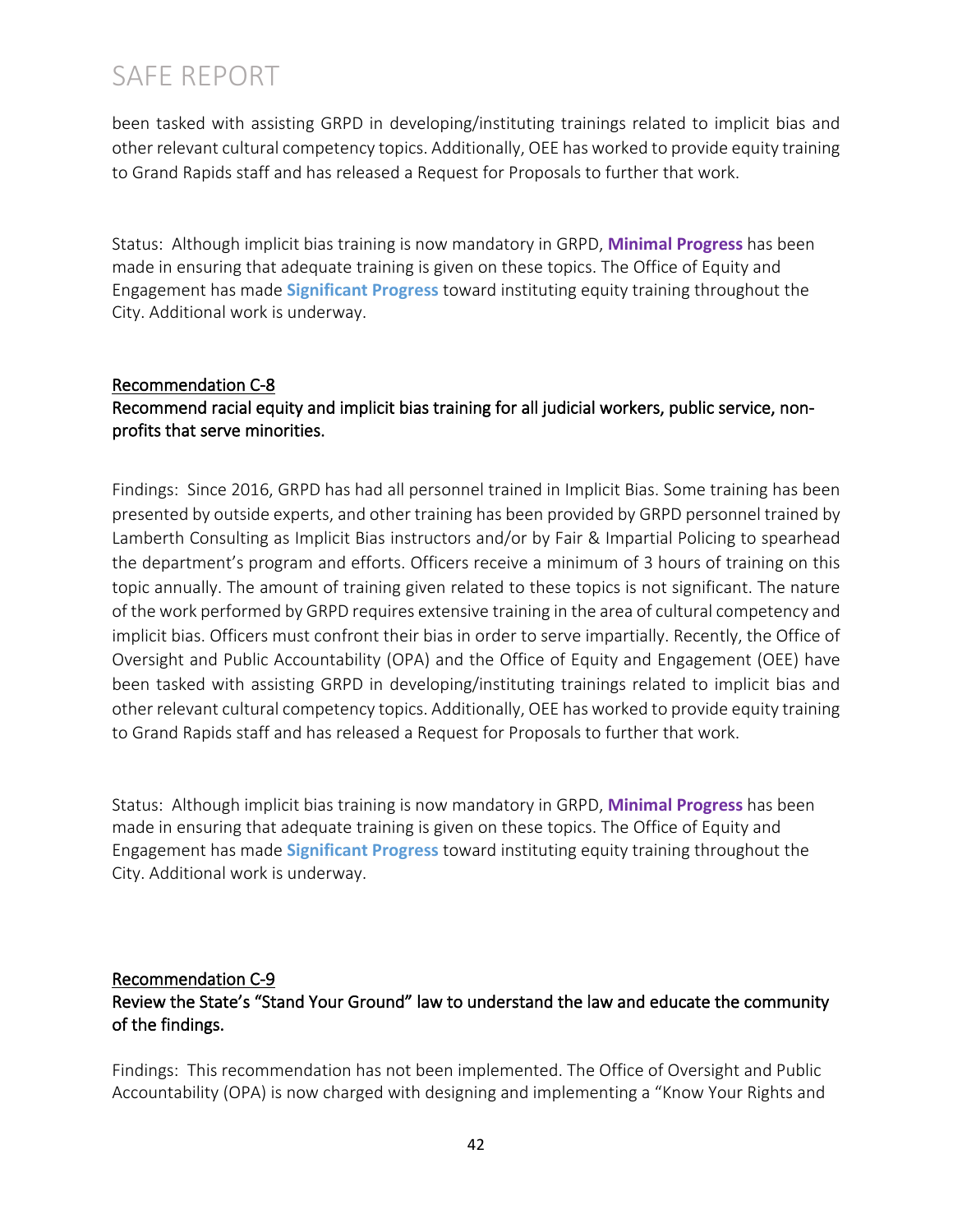been tasked with assisting GRPD in developing/instituting trainings related to implicit bias and other relevant cultural competency topics. Additionally, OEE has worked to provide equity training to Grand Rapids staff and has released a Request for Proposals to further that work.

Status: Although implicit bias training is now mandatory in GRPD, **Minimal Progress** has been made in ensuring that adequate training is given on these topics. The Office of Equity and Engagement has made **Significant Progress** toward instituting equity training throughout the City. Additional work is underway.

### Recommendation C-8

### Recommend racial equity and implicit bias training for all judicial workers, public service, non-profits that serve minorities.

Findings: Since 2016, GRPD has had all personnel trained in Implicit Bias. Some training has been presented by outside experts, and other training has been provided by GRPD personnel trained by Lamberth Consulting as Implicit Bias instructors and/or by Fair & Impartial Policing to spearhead the department's program and efforts. Officers receive a minimum of 3 hours of training on this topic annually. The amount of training given related to these topics is not significant. The nature of the work performed by GRPD requires extensive training in the area of cultural competency and implicit bias. Officers must confront their bias in order to serve impartially. Recently, the Office of Oversight and Public Accountability (OPA) and the Office of Equity and Engagement (OEE) have been tasked with assisting GRPD in developing/instituting trainings related to implicit bias and other relevant cultural competency topics. Additionally, OEE has worked to provide equity training to Grand Rapids staff and has released a Request for Proposals to further that work.

Status: Although implicit bias training is now mandatory in GRPD, **Minimal Progress** has been made in ensuring that adequate training is given on these topics. The Office of Equity and Engagement has made **Significant Progress** toward instituting equity training throughout the City. Additional work is underway.

### Recommendation C-9

### Review the State's "Stand Your Ground" law to understand the law and educate the community of the findings.

Findings: This recommendation has not been implemented. The Office of Oversight and Public Accountability (OPA) is now charged with designing and implementing a "Know Your Rights and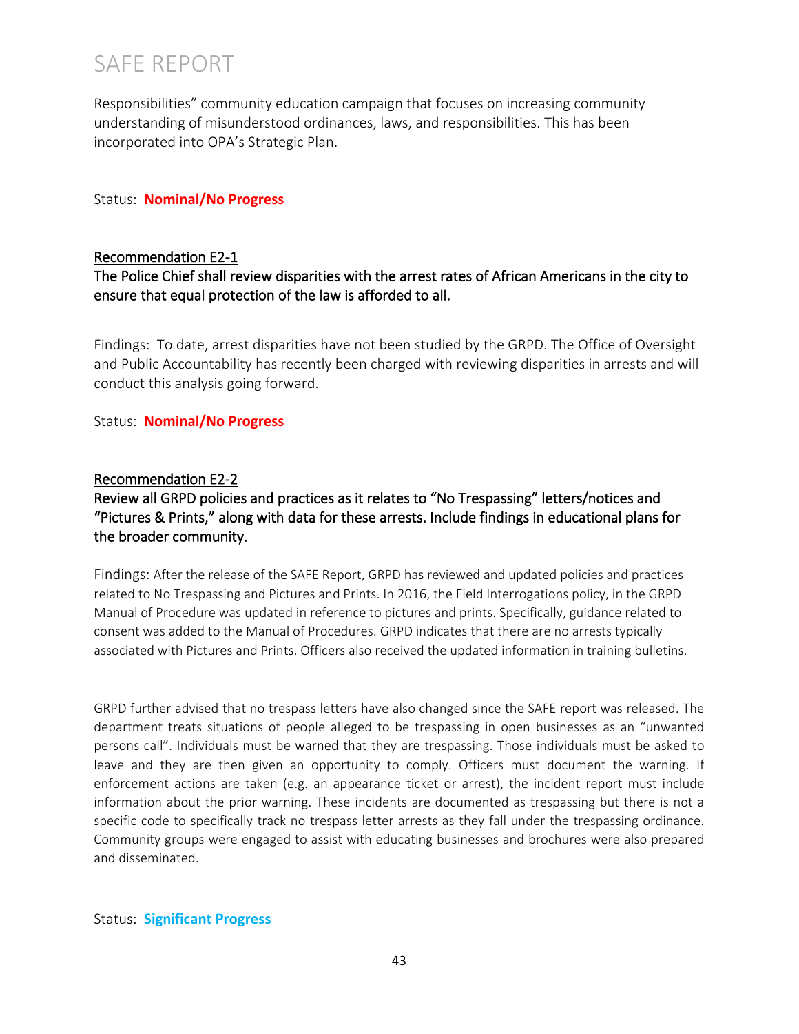Responsibilities" community education campaign that focuses on increasing community understanding of misunderstood ordinances, laws, and responsibilities. This has been incorporated into OPA's Strategic Plan.

Status: **Nominal/No Progress**

**Recommendation E2-1**

**The Police Chief shall review disparities with the arrest rates of African Americans in the city to ensure that equal protection of the law is afforded to all.**

Findings: To date, arrest disparities have not been studied by the GRPD. The Office of Oversight and Public Accountability has recently been charged with reviewing disparities in arrests and will conduct this analysis going forward.

Status: **Nominal/No Progress**

**Recommendation E2-2**

**Review all GRPD policies and practices as it relates to "No Trespassing" letters/notices and "Pictures & Prints," along with data for these arrests. Include findings in educational plans for the broader community.**

Findings: After the release of the SAFE Report, GRPD has reviewed and updated policies and practices related to No Trespassing and Pictures and Prints. In 2016, the Field Interrogations policy, in the GRPD Manual of Procedure was updated in reference to pictures and prints. Specifically, guidance related to consent was added to the Manual of Procedures. GRPD indicates that there are no arrests typically associated with Pictures and Prints. Officers also received the updated information in training bulletins.

GRPD further advised that no trespass letters have also changed since the SAFE report was released. The department treats situations of people alleged to be trespassing in open businesses as an "unwanted persons call". Individuals must be warned that they are trespassing. Those individuals must be asked to leave and they are then given an opportunity to comply. Officers must document the warning. If enforcement actions are taken (e.g. an appearance ticket or arrest), the incident report must include information about the prior warning. These incidents are documented as trespassing but there is not a specific code to specifically track no trespass letter arrests as they fall under the trespassing ordinance. Community groups were engaged to assist with educating businesses and brochures were also prepared and disseminated.

Status: **Significant Progress**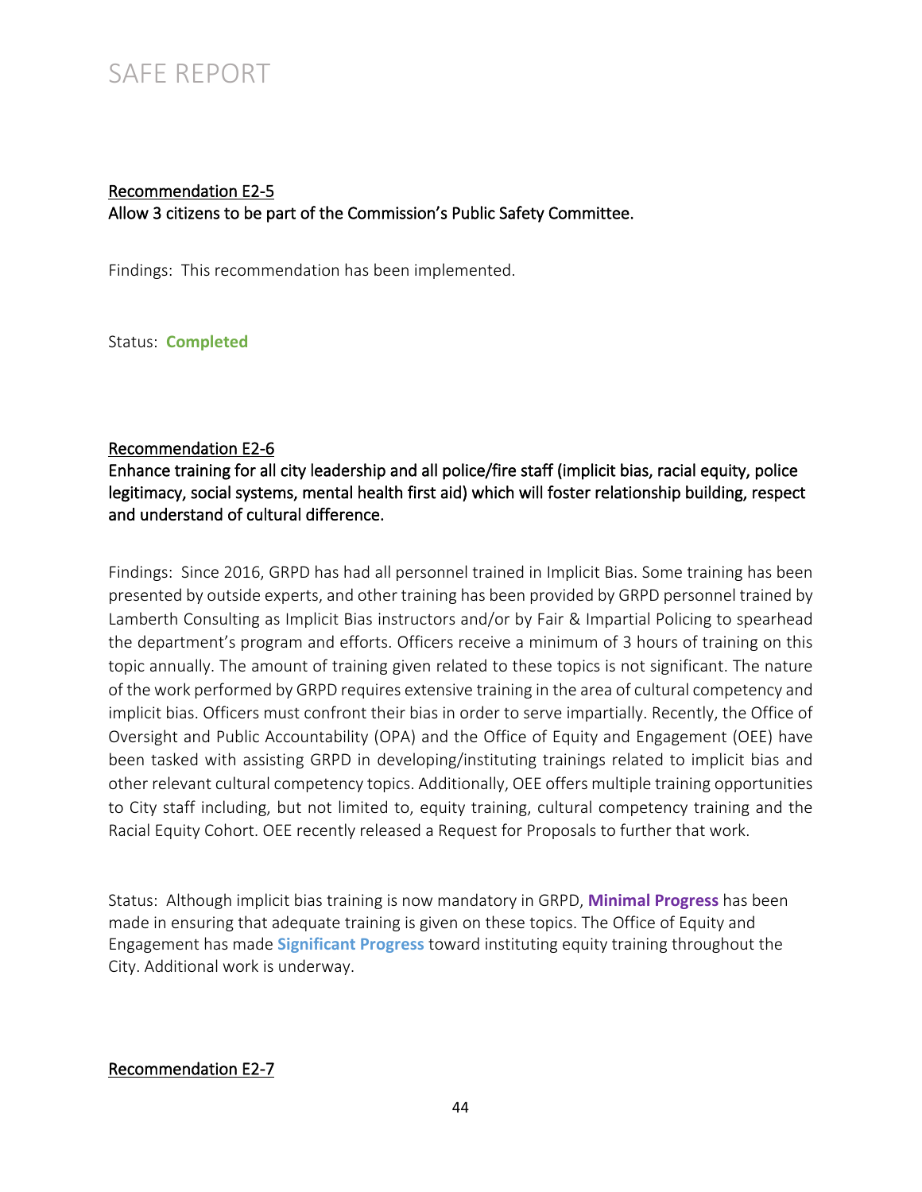Recommendation E2-5

**Allow 3 citizens to be part of the Commission's Public Safety Committee.**

Findings: This recommendation has been implemented.

Status: **Completed**

Recommendation E2-6

**Enhance training for all city leadership and all police/fire staff (implicit bias, racial equity, police legitimacy, social systems, mental health first aid) which will foster relationship building, respect and understand of cultural difference.**

Findings: Since 2016, GRPD has had all personnel trained in Implicit Bias. Some training has been presented by outside experts, and other training has been provided by GRPD personnel trained by Lamberth Consulting as Implicit Bias instructors and/or by Fair & Impartial Policing to spearhead the department's program and efforts. Officers receive a minimum of 3 hours of training on this topic annually. The amount of training given related to these topics is not significant. The nature of the work performed by GRPD requires extensive training in the area of cultural competency and implicit bias. Officers must confront their bias in order to serve impartially. Recently, the Office of Oversight and Public Accountability (OPA) and the Office of Equity and Engagement (OEE) have been tasked with assisting GRPD in developing/instituting trainings related to implicit bias and other relevant cultural competency topics. Additionally, OEE offers multiple training opportunities to City staff including, but not limited to, equity training, cultural competency training and the Racial Equity Cohort. OEE recently released a Request for Proposals to further that work.

Status: Although implicit bias training is now mandatory in GRPD, **Minimal Progress** has been made in ensuring that adequate training is given on these topics. The Office of Equity and Engagement has made **Significant Progress** toward instituting equity training throughout the City. Additional work is underway.

Recommendation E2-7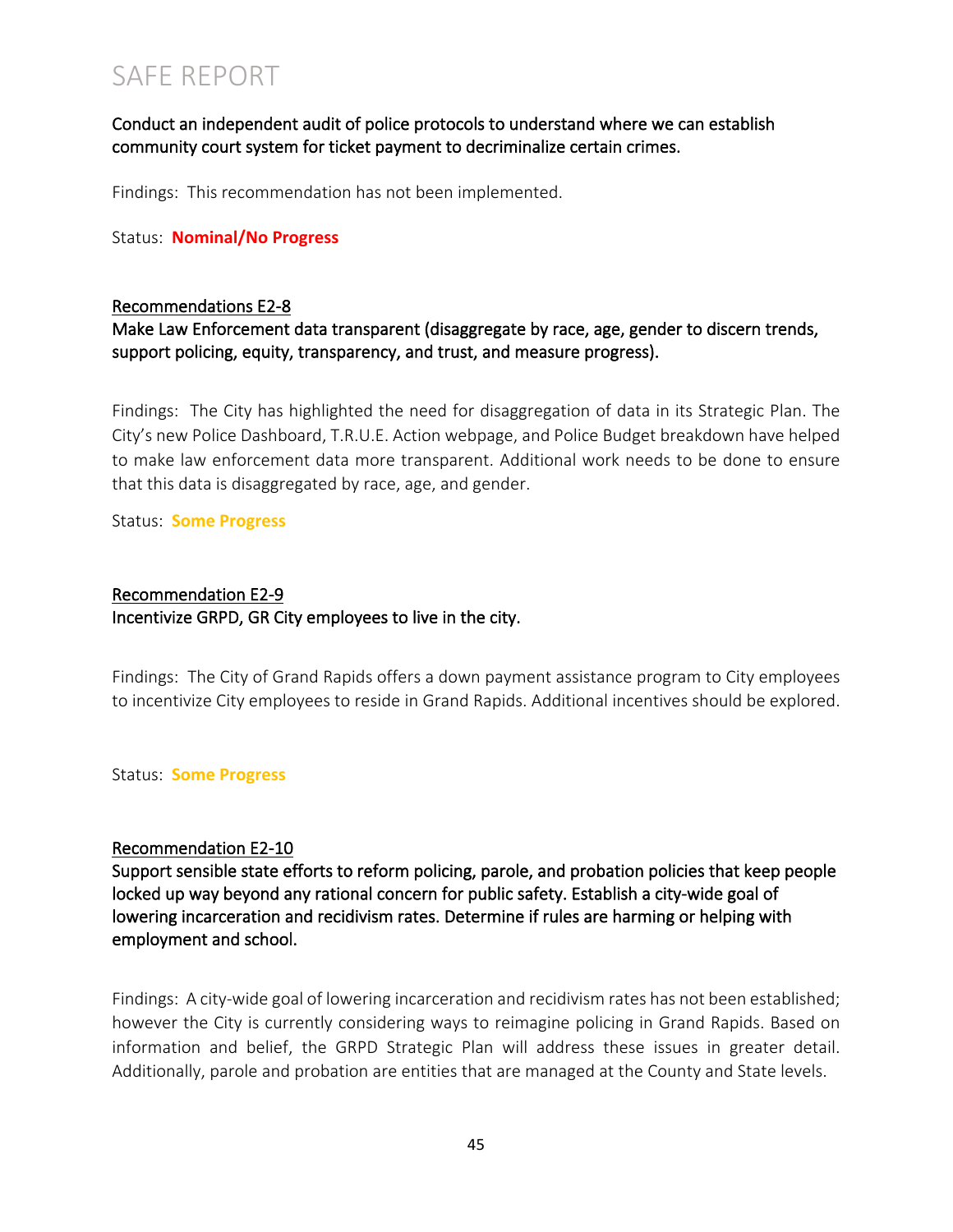Conduct an independent audit of police protocols to understand where we can establish community court system for ticket payment to decriminalize certain crimes.

Findings: This recommendation has not been implemented.

Status: **Nominal/No Progress**

## Recommendations E2-8

Make Law Enforcement data transparent (disaggregate by race, age, gender to discern trends, support policing, equity, transparency, and trust, and measure progress).

Findings: The City has highlighted the need for disaggregation of data in its Strategic Plan. The City's new Police Dashboard, T.R.U.E. Action webpage, and Police Budget breakdown have helped to make law enforcement data more transparent. Additional work needs to be done to ensure that this data is disaggregated by race, age, and gender.

Status: **Some Progress**

## Recommendation E2-9

Incentivize GRPD, GR City employees to live in the city.

Findings: The City of Grand Rapids offers a down payment assistance program to City employees to incentivize City employees to reside in Grand Rapids. Additional incentives should be explored.

Status: **Some Progress**

## Recommendation E2-10

Support sensible state efforts to reform policing, parole, and probation policies that keep people locked up way beyond any rational concern for public safety. Establish a city-wide goal of lowering incarceration and recidivism rates. Determine if rules are harming or helping with employment and school.

Findings: A city-wide goal of lowering incarceration and recidivism rates has not been established; however the City is currently considering ways to reimagine policing in Grand Rapids. Based on information and belief, the GRPD Strategic Plan will address these issues in greater detail. Additionally, parole and probation are entities that are managed at the County and State levels.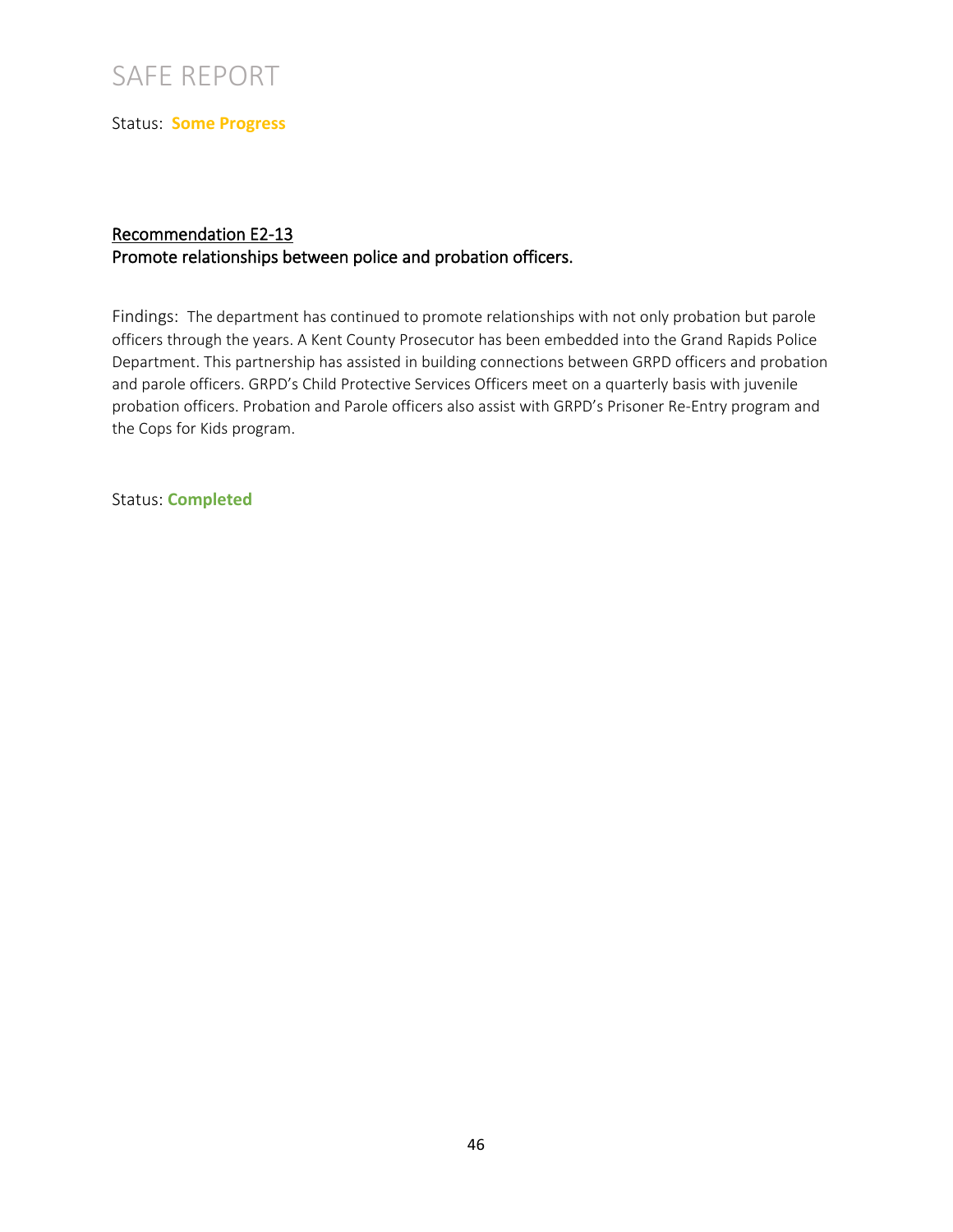Status: **Some Progress**

## Recommendation E2-13

**Promote relationships between police and probation officers.**

Findings: The department has continued to promote relationships with not only probation but parole officers through the years. A Kent County Prosecutor has been embedded into the Grand Rapids Police Department. This partnership has assisted in building connections between GRPD officers and probation and parole officers. GRPD's Child Protective Services Officers meet on a quarterly basis with juvenile probation officers. Probation and Parole officers also assist with GRPD's Prisoner Re-Entry program and the Cops for Kids program.

Status: **Completed**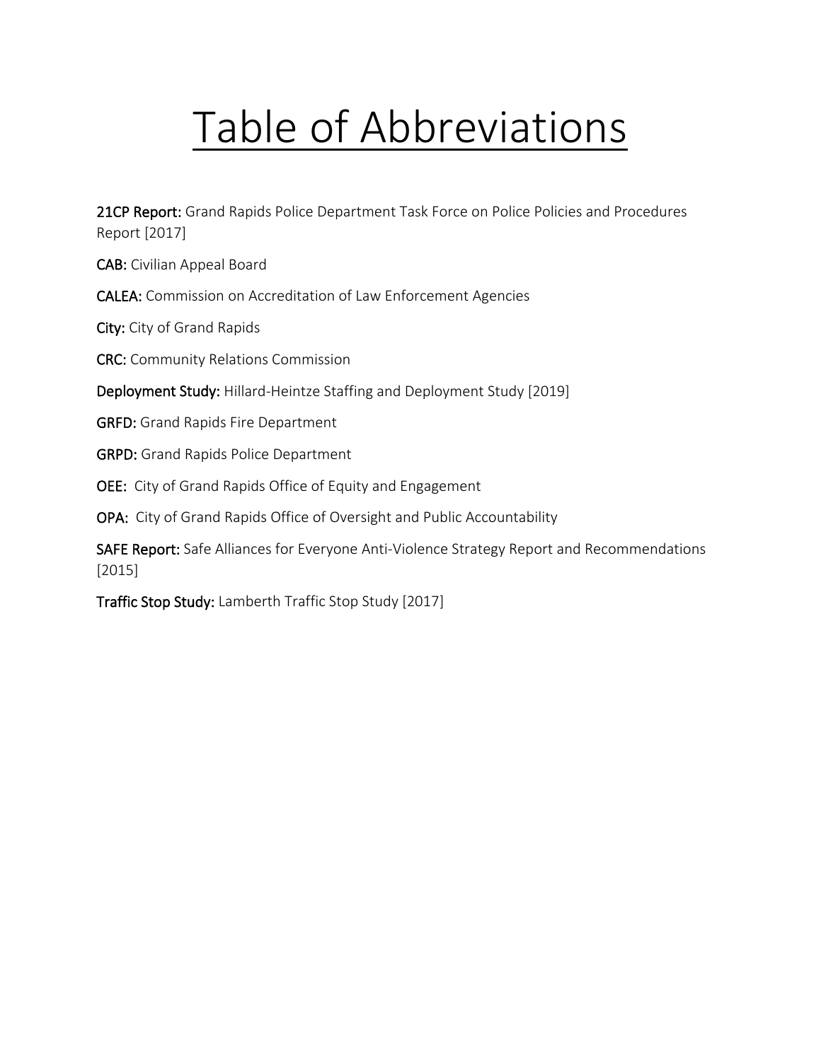# Table of Abbreviations

**21CP Report:** Grand Rapids Police Department Task Force on Police Policies and Procedures Report [2017]

**CAB:** Civilian Appeal Board

**CALEA:** Commission on Accreditation of Law Enforcement Agencies

**City:** City of Grand Rapids

**CRC:** Community Relations Commission

**Deployment Study:** Hillard-Heintze Staffing and Deployment Study [2019]

**GRFD:** Grand Rapids Fire Department

**GRPD:** Grand Rapids Police Department

**OEE:** City of Grand Rapids Office of Equity and Engagement

**OPA:** City of Grand Rapids Office of Oversight and Public Accountability

**SAFE Report:** Safe Alliances for Everyone Anti-Violence Strategy Report and Recommendations [2015]

**Traffic Stop Study:** Lamberth Traffic Stop Study [2017]